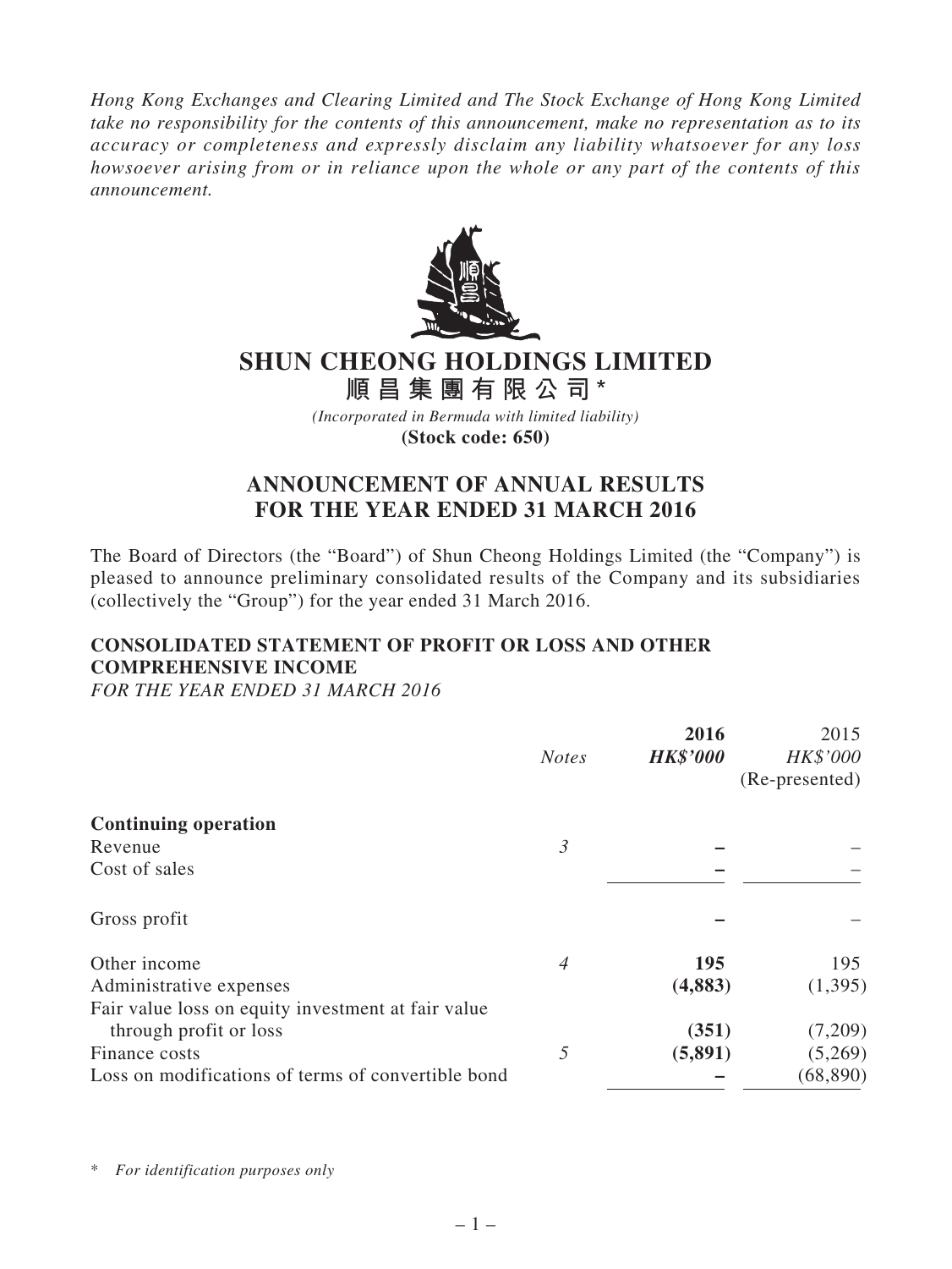*Hong Kong Exchanges and Clearing Limited and The Stock Exchange of Hong Kong Limited take no responsibility for the contents of this announcement, make no representation as to its accuracy or completeness and expressly disclaim any liability whatsoever for any loss howsoever arising from or in reliance upon the whole or any part of the contents of this announcement.*

# SHUN CHEONG HOLDINGS LIMITED

# 順昌集團有限公司*

*(Incorporated in Bermuda with limited liability)*

**(Stock code: 650)**

## ANNOUNCEMENT OF ANNUAL RESULTS FOR THE YEAR ENDED 31 MARCH 2016

The Board of Directors (the "Board") of Shun Cheong Holdings Limited (the "Company") is pleased to announce preliminary consolidated results of the Company and its subsidiaries (collectively the "Group") for the year ended 31 March 2016.

### CONSOLIDATED STATEMENT OF PROFIT OR LOSS AND OTHER COMPREHENSIVE INCOME

*FOR THE YEAR ENDED 31 MARCH 2016*

| | *Notes* | **2016** ***HK$'000*** | 2015 *HK$'000* (Re-presented) |
|---|---|---|---|
| **Continuing operation** | | | |
| Revenue | *3* | **–** | – |
| Cost of sales | | **–** | – |
| Gross profit | | **–** | – |
| Other income | *4* | **195** | 195 |
| Administrative expenses | | **(4,883)** | (1,395) |
| Fair value loss on equity investment at fair value through profit or loss | | **(351)** | (7,209) |
| Finance costs | *5* | **(5,891)** | (5,269) |
| Loss on modifications of terms of convertible bond | | **–** | (68,890) |

\* *For identification purposes only*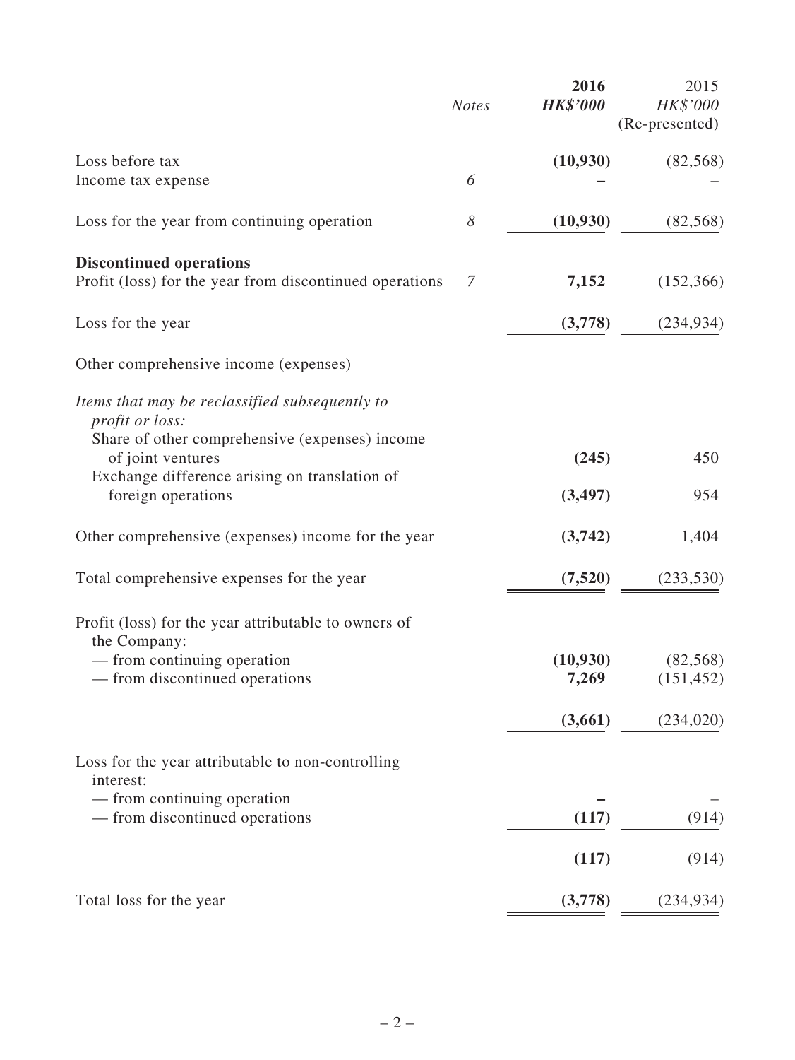| | Notes | 2016 HK$'000 | 2015 HK$'000 (Re-presented) |
|---|---|---|---|
| Loss before tax | | **(10,930)** | (82,568) |
| Income tax expense | 6 | **–** | – |
| Loss for the year from continuing operation | 8 | **(10,930)** | (82,568) |
| **Discontinued operations** | | | |
| Profit (loss) for the year from discontinued operations | 7 | **7,152** | (152,366) |
| Loss for the year | | **(3,778)** | (234,934) |
| Other comprehensive income (expenses) | | | |
| *Items that may be reclassified subsequently to profit or loss:* | | | |
| Share of other comprehensive (expenses) income of joint ventures | | **(245)** | 450 |
| Exchange difference arising on translation of foreign operations | | **(3,497)** | 954 |
| Other comprehensive (expenses) income for the year | | **(3,742)** | 1,404 |
| Total comprehensive expenses for the year | | **(7,520)** | (233,530) |
| Profit (loss) for the year attributable to owners of the Company: | | | |
| — from continuing operation | | **(10,930)** | (82,568) |
| — from discontinued operations | | **7,269** | (151,452) |
| | | **(3,661)** | (234,020) |
| Loss for the year attributable to non-controlling interest: | | | |
| — from continuing operation | | **–** | – |
| — from discontinued operations | | **(117)** | (914) |
| | | **(117)** | (914) |
| Total loss for the year | | **(3,778)** | (234,934) |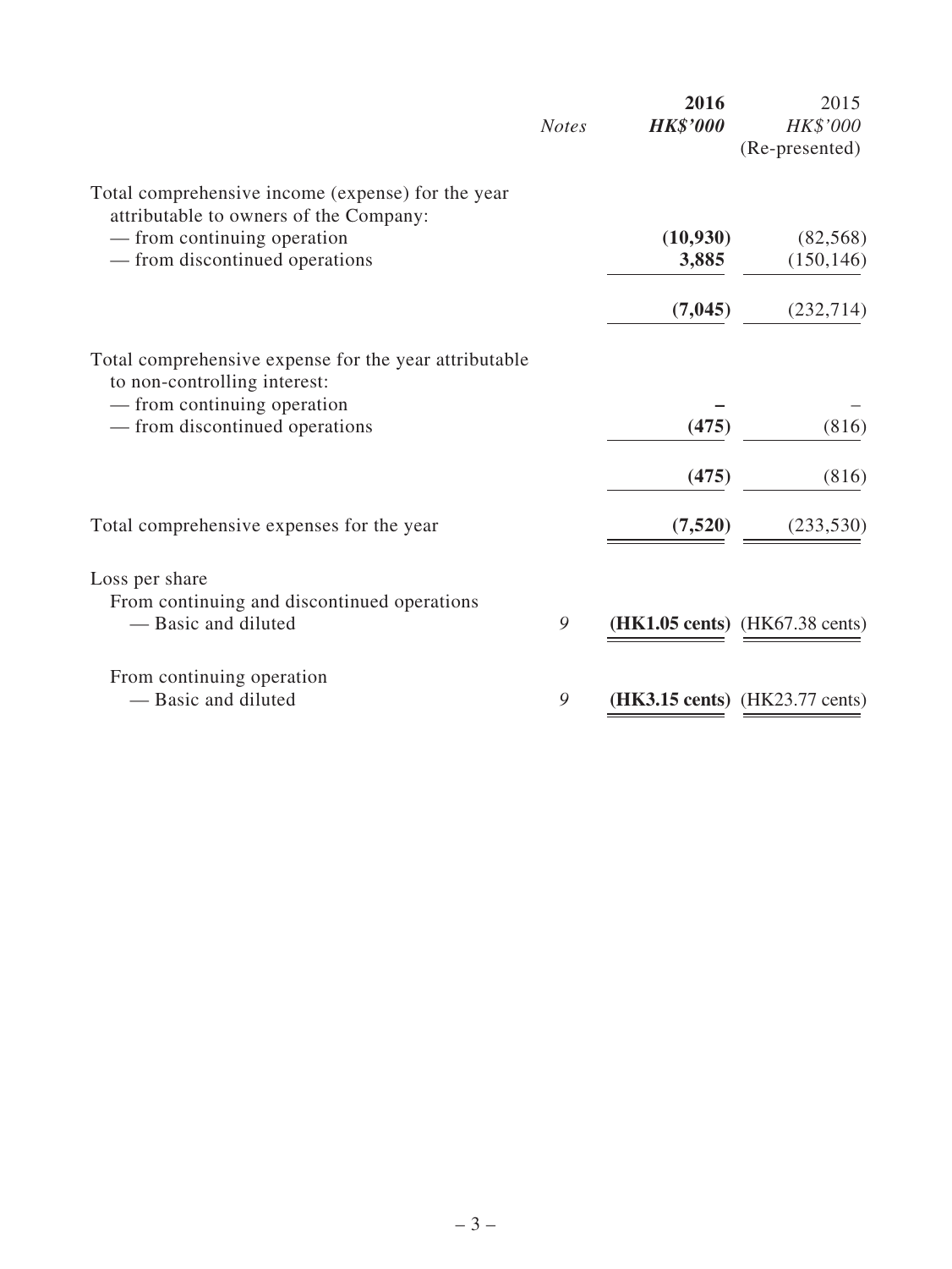| | Notes | 2016 HK$'000 | 2015 HK$'000 (Re-presented) |
|---|---|---|---|
| Total comprehensive income (expense) for the year attributable to owners of the Company: | | | |
| — from continuing operation | | **(10,930)** | (82,568) |
| — from discontinued operations | | **3,885** | (150,146) |
| | | **(7,045)** | (232,714) |
| Total comprehensive expense for the year attributable to non-controlling interest: | | | |
| — from continuing operation | | **–** | – |
| — from discontinued operations | | **(475)** | (816) |
| | | **(475)** | (816) |
| Total comprehensive expenses for the year | | **(7,520)** | (233,530) |
| Loss per share | | | |
| From continuing and discontinued operations | | | |
| — Basic and diluted | 9 | **(HK1.05 cents)** | (HK67.38 cents) |
| From continuing operation | | | |
| — Basic and diluted | 9 | **(HK3.15 cents)** | (HK23.77 cents) |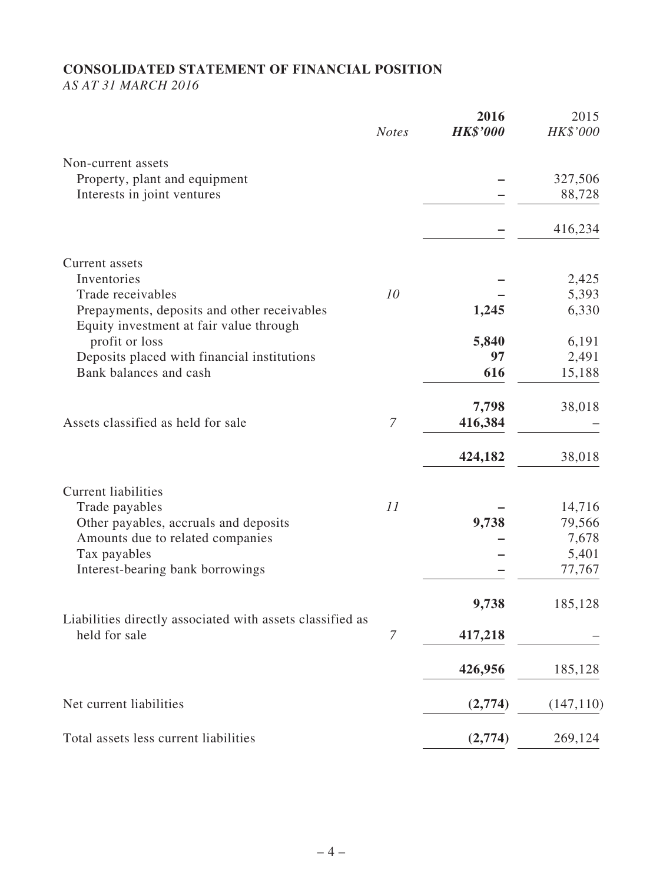**CONSOLIDATED STATEMENT OF FINANCIAL POSITION**

*AS AT 31 MARCH 2016*

| | *Notes* | **2016** **HK$'000** | 2015 *HK$'000* |
|---|---|---|---|
| Non-current assets | | | |
| Property, plant and equipment | | **–** | 327,506 |
| Interests in joint ventures | | **–** | 88,728 |
| | | **–** | 416,234 |
| Current assets | | | |
| Inventories | | **–** | 2,425 |
| Trade receivables | *10* | **–** | 5,393 |
| Prepayments, deposits and other receivables | | **1,245** | 6,330 |
| Equity investment at fair value through profit or loss | | **5,840** | 6,191 |
| Deposits placed with financial institutions | | **97** | 2,491 |
| Bank balances and cash | | **616** | 15,188 |
| | | **7,798** | 38,018 |
| Assets classified as held for sale | *7* | **416,384** | – |
| | | **424,182** | 38,018 |
| Current liabilities | | | |
| Trade payables | *11* | **–** | 14,716 |
| Other payables, accruals and deposits | | **9,738** | 79,566 |
| Amounts due to related companies | | **–** | 7,678 |
| Tax payables | | **–** | 5,401 |
| Interest-bearing bank borrowings | | **–** | 77,767 |
| | | **9,738** | 185,128 |
| Liabilities directly associated with assets classified as held for sale | *7* | **417,218** | – |
| | | **426,956** | 185,128 |
| Net current liabilities | | **(2,774)** | (147,110) |
| Total assets less current liabilities | | **(2,774)** | 269,124 |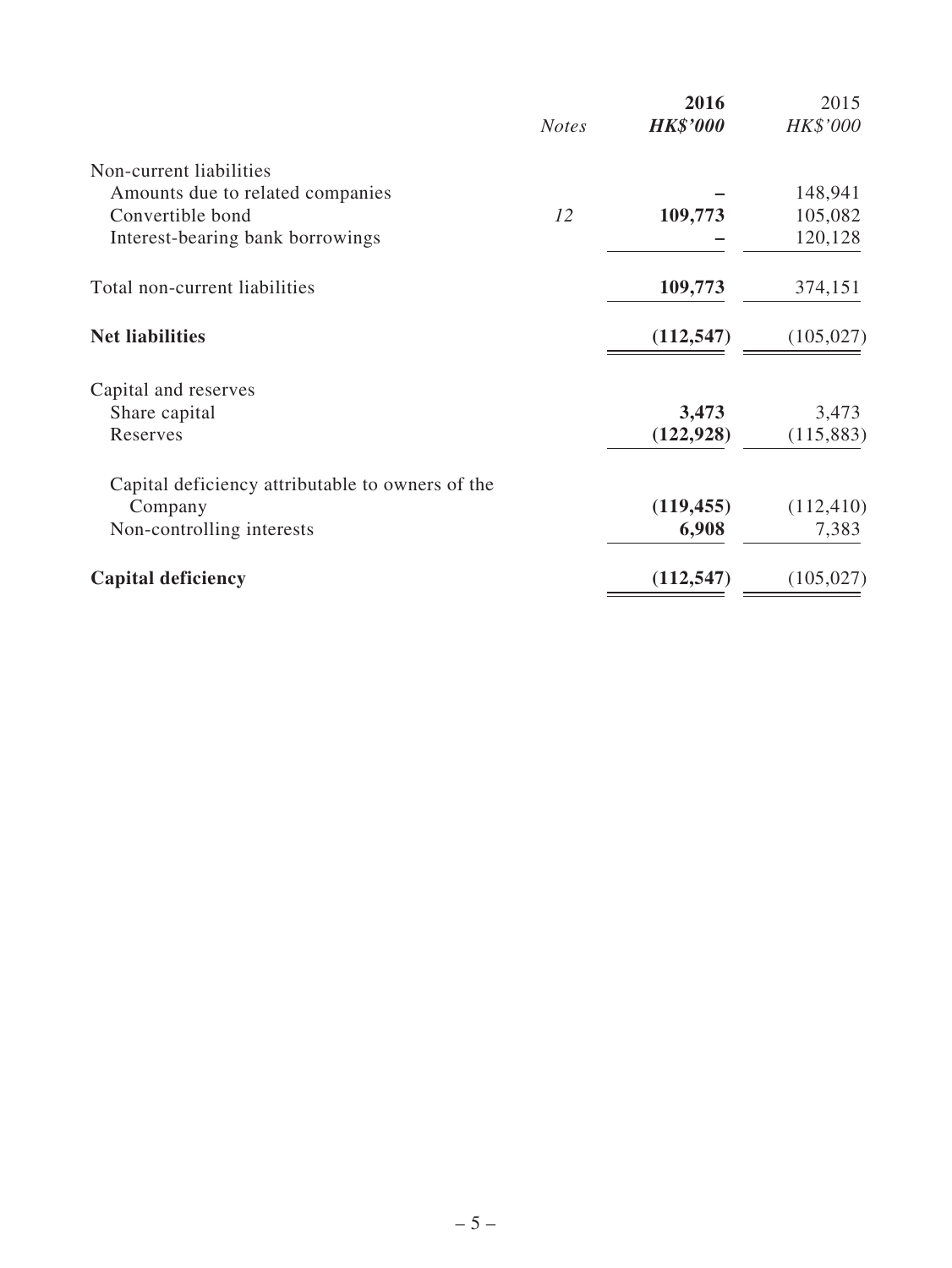| | *Notes* | **2016** ***HK$'000*** | 2015 *HK$'000* |
|---|---|---|---|
| Non-current liabilities | | | |
| Amounts due to related companies | | **–** | 148,941 |
| Convertible bond | *12* | **109,773** | 105,082 |
| Interest-bearing bank borrowings | | **–** | 120,128 |
| Total non-current liabilities | | **109,773** | 374,151 |
| **Net liabilities** | | **(112,547)** | (105,027) |
| Capital and reserves | | | |
| Share capital | | **3,473** | 3,473 |
| Reserves | | **(122,928)** | (115,883) |
| Capital deficiency attributable to owners of the Company | | **(119,455)** | (112,410) |
| Non-controlling interests | | **6,908** | 7,383 |
| **Capital deficiency** | | **(112,547)** | (105,027) |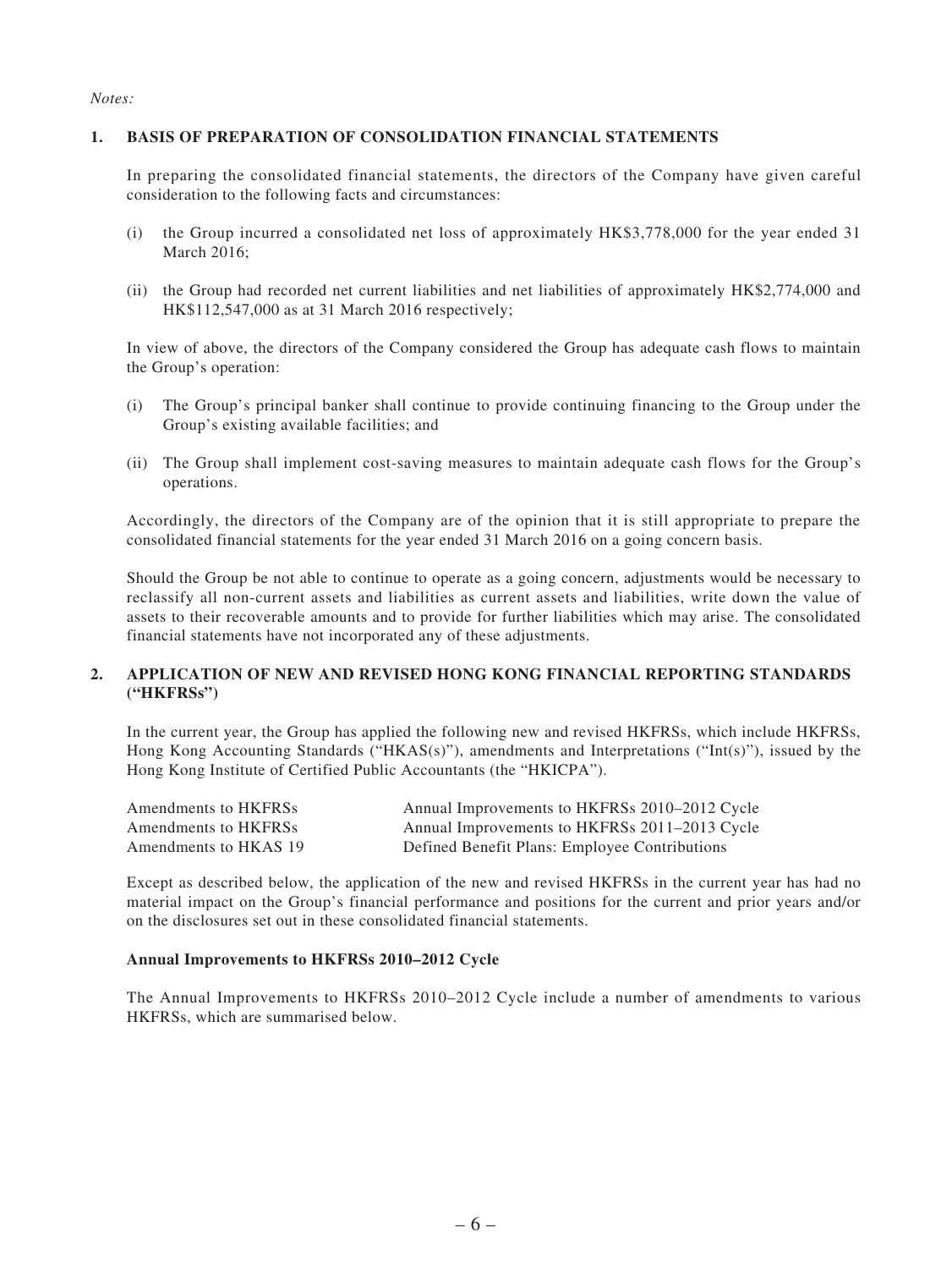*Notes:*

## 1. BASIS OF PREPARATION OF CONSOLIDATION FINANCIAL STATEMENTS

In preparing the consolidated financial statements, the directors of the Company have given careful consideration to the following facts and circumstances:

(i) the Group incurred a consolidated net loss of approximately HK$3,778,000 for the year ended 31 March 2016;

(ii) the Group had recorded net current liabilities and net liabilities of approximately HK$2,774,000 and HK$112,547,000 as at 31 March 2016 respectively;

In view of above, the directors of the Company considered the Group has adequate cash flows to maintain the Group's operation:

(i) The Group's principal banker shall continue to provide continuing financing to the Group under the Group's existing available facilities; and

(ii) The Group shall implement cost-saving measures to maintain adequate cash flows for the Group's operations.

Accordingly, the directors of the Company are of the opinion that it is still appropriate to prepare the consolidated financial statements for the year ended 31 March 2016 on a going concern basis.

Should the Group be not able to continue to operate as a going concern, adjustments would be necessary to reclassify all non-current assets and liabilities as current assets and liabilities, write down the value of assets to their recoverable amounts and to provide for further liabilities which may arise. The consolidated financial statements have not incorporated any of these adjustments.

## 2. APPLICATION OF NEW AND REVISED HONG KONG FINANCIAL REPORTING STANDARDS ("HKFRSs")

In the current year, the Group has applied the following new and revised HKFRSs, which include HKFRSs, Hong Kong Accounting Standards ("HKAS(s)"), amendments and Interpretations ("Int(s)"), issued by the Hong Kong Institute of Certified Public Accountants (the "HKICPA").

| | |
|---|---|
| Amendments to HKFRSs | Annual Improvements to HKFRSs 2010–2012 Cycle |
| Amendments to HKFRSs | Annual Improvements to HKFRSs 2011–2013 Cycle |
| Amendments to HKAS 19 | Defined Benefit Plans: Employee Contributions |

Except as described below, the application of the new and revised HKFRSs in the current year has had no material impact on the Group's financial performance and positions for the current and prior years and/or on the disclosures set out in these consolidated financial statements.

### Annual Improvements to HKFRSs 2010–2012 Cycle

The Annual Improvements to HKFRSs 2010–2012 Cycle include a number of amendments to various HKFRSs, which are summarised below.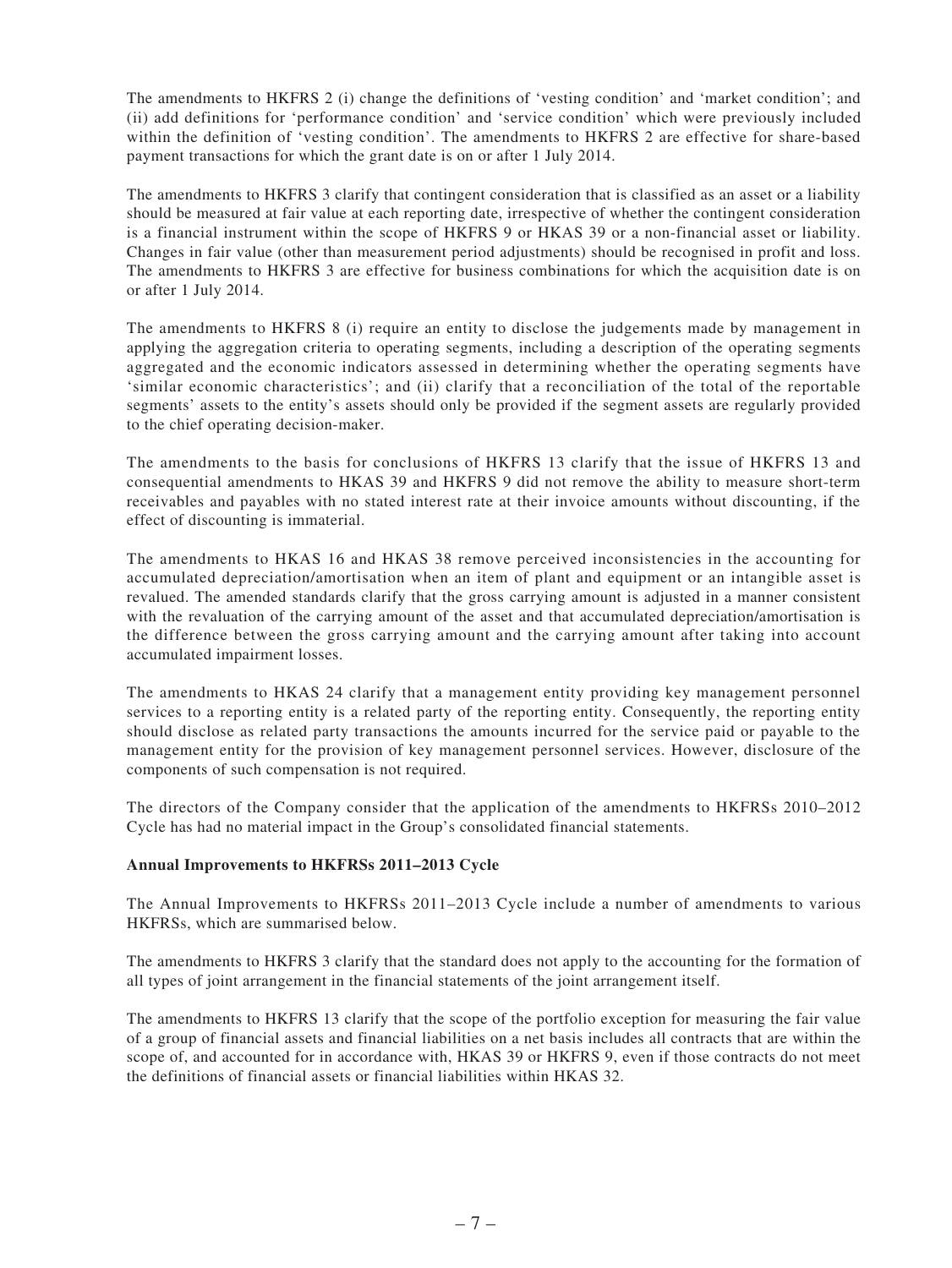The amendments to HKFRS 2 (i) change the definitions of 'vesting condition' and 'market condition'; and (ii) add definitions for 'performance condition' and 'service condition' which were previously included within the definition of 'vesting condition'. The amendments to HKFRS 2 are effective for share-based payment transactions for which the grant date is on or after 1 July 2014.

The amendments to HKFRS 3 clarify that contingent consideration that is classified as an asset or a liability should be measured at fair value at each reporting date, irrespective of whether the contingent consideration is a financial instrument within the scope of HKFRS 9 or HKAS 39 or a non-financial asset or liability. Changes in fair value (other than measurement period adjustments) should be recognised in profit and loss. The amendments to HKFRS 3 are effective for business combinations for which the acquisition date is on or after 1 July 2014.

The amendments to HKFRS 8 (i) require an entity to disclose the judgements made by management in applying the aggregation criteria to operating segments, including a description of the operating segments aggregated and the economic indicators assessed in determining whether the operating segments have 'similar economic characteristics'; and (ii) clarify that a reconciliation of the total of the reportable segments' assets to the entity's assets should only be provided if the segment assets are regularly provided to the chief operating decision-maker.

The amendments to the basis for conclusions of HKFRS 13 clarify that the issue of HKFRS 13 and consequential amendments to HKAS 39 and HKFRS 9 did not remove the ability to measure short-term receivables and payables with no stated interest rate at their invoice amounts without discounting, if the effect of discounting is immaterial.

The amendments to HKAS 16 and HKAS 38 remove perceived inconsistencies in the accounting for accumulated depreciation/amortisation when an item of plant and equipment or an intangible asset is revalued. The amended standards clarify that the gross carrying amount is adjusted in a manner consistent with the revaluation of the carrying amount of the asset and that accumulated depreciation/amortisation is the difference between the gross carrying amount and the carrying amount after taking into account accumulated impairment losses.

The amendments to HKAS 24 clarify that a management entity providing key management personnel services to a reporting entity is a related party of the reporting entity. Consequently, the reporting entity should disclose as related party transactions the amounts incurred for the service paid or payable to the management entity for the provision of key management personnel services. However, disclosure of the components of such compensation is not required.

The directors of the Company consider that the application of the amendments to HKFRSs 2010–2012 Cycle has had no material impact in the Group's consolidated financial statements.

**Annual Improvements to HKFRSs 2011–2013 Cycle**

The Annual Improvements to HKFRSs 2011–2013 Cycle include a number of amendments to various HKFRSs, which are summarised below.

The amendments to HKFRS 3 clarify that the standard does not apply to the accounting for the formation of all types of joint arrangement in the financial statements of the joint arrangement itself.

The amendments to HKFRS 13 clarify that the scope of the portfolio exception for measuring the fair value of a group of financial assets and financial liabilities on a net basis includes all contracts that are within the scope of, and accounted for in accordance with, HKAS 39 or HKFRS 9, even if those contracts do not meet the definitions of financial assets or financial liabilities within HKAS 32.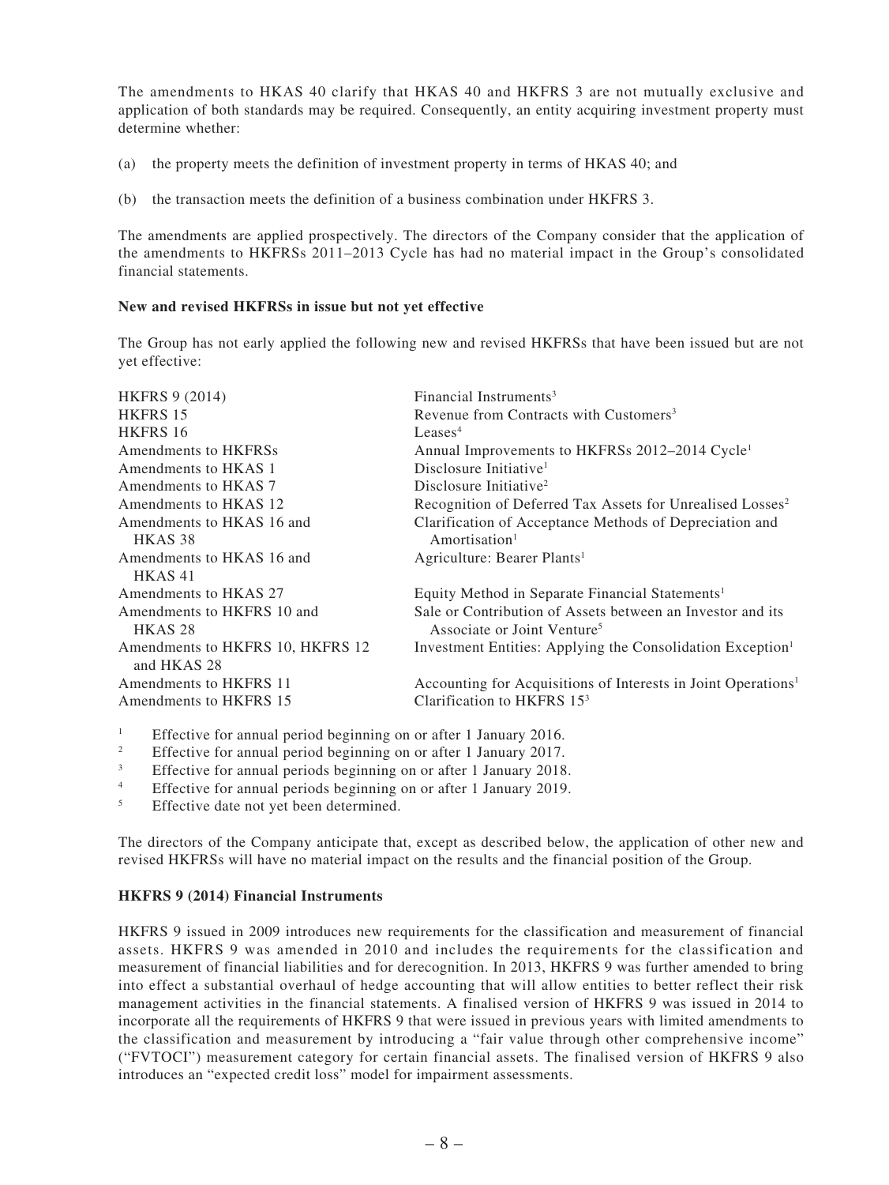The amendments to HKAS 40 clarify that HKAS 40 and HKFRS 3 are not mutually exclusive and application of both standards may be required. Consequently, an entity acquiring investment property must determine whether:

(a) the property meets the definition of investment property in terms of HKAS 40; and

(b) the transaction meets the definition of a business combination under HKFRS 3.

The amendments are applied prospectively. The directors of the Company consider that the application of the amendments to HKFRSs 2011–2013 Cycle has had no material impact in the Group's consolidated financial statements.

**New and revised HKFRSs in issue but not yet effective**

The Group has not early applied the following new and revised HKFRSs that have been issued but are not yet effective:

| | |
|---|---|
| HKFRS 9 (2014) | Financial Instruments[3] |
| HKFRS 15 | Revenue from Contracts with Customers[3] |
| HKFRS 16 | Leases[4] |
| Amendments to HKFRSs | Annual Improvements to HKFRSs 2012–2014 Cycle[1] |
| Amendments to HKAS 1 | Disclosure Initiative[1] |
| Amendments to HKAS 7 | Disclosure Initiative[2] |
| Amendments to HKAS 12 | Recognition of Deferred Tax Assets for Unrealised Losses[2] |
| Amendments to HKAS 16 and HKAS 38 | Clarification of Acceptance Methods of Depreciation and Amortisation[1] |
| Amendments to HKAS 16 and HKAS 41 | Agriculture: Bearer Plants[1] |
| Amendments to HKAS 27 | Equity Method in Separate Financial Statements[1] |
| Amendments to HKFRS 10 and HKAS 28 | Sale or Contribution of Assets between an Investor and its Associate or Joint Venture[5] |
| Amendments to HKFRS 10, HKFRS 12 and HKAS 28 | Investment Entities: Applying the Consolidation Exception[1] |
| Amendments to HKFRS 11 | Accounting for Acquisitions of Interests in Joint Operations[1] |
| Amendments to HKFRS 15 | Clarification to HKFRS 15[3] |

[1] Effective for annual period beginning on or after 1 January 2016.
[2] Effective for annual period beginning on or after 1 January 2017.
[3] Effective for annual periods beginning on or after 1 January 2018.
[4] Effective for annual periods beginning on or after 1 January 2019.
[5] Effective date not yet been determined.

The directors of the Company anticipate that, except as described below, the application of other new and revised HKFRSs will have no material impact on the results and the financial position of the Group.

**HKFRS 9 (2014) Financial Instruments**

HKFRS 9 issued in 2009 introduces new requirements for the classification and measurement of financial assets. HKFRS 9 was amended in 2010 and includes the requirements for the classification and measurement of financial liabilities and for derecognition. In 2013, HKFRS 9 was further amended to bring into effect a substantial overhaul of hedge accounting that will allow entities to better reflect their risk management activities in the financial statements. A finalised version of HKFRS 9 was issued in 2014 to incorporate all the requirements of HKFRS 9 that were issued in previous years with limited amendments to the classification and measurement by introducing a "fair value through other comprehensive income" ("FVTOCI") measurement category for certain financial assets. The finalised version of HKFRS 9 also introduces an "expected credit loss" model for impairment assessments.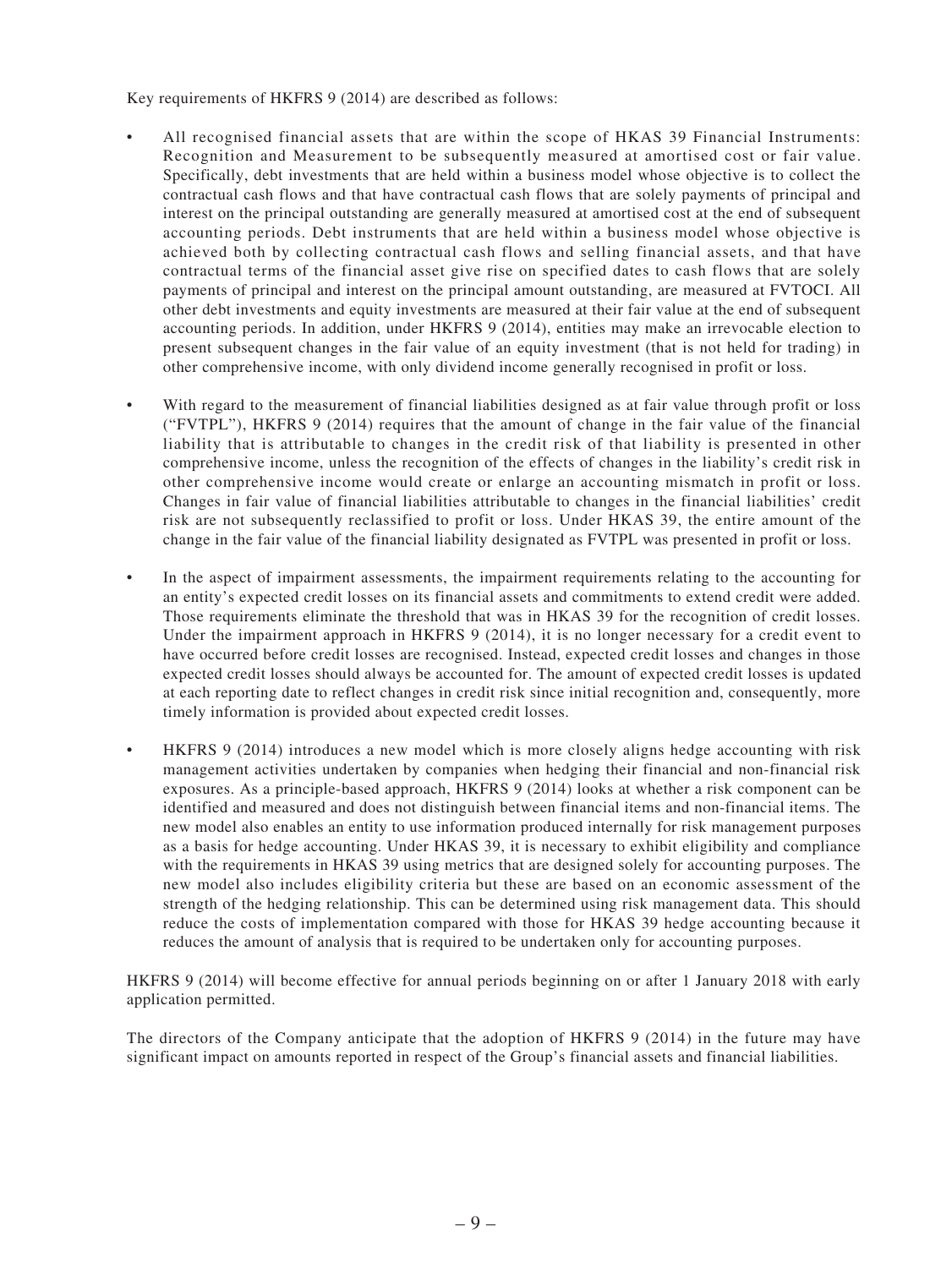Key requirements of HKFRS 9 (2014) are described as follows:

- All recognised financial assets that are within the scope of HKAS 39 Financial Instruments: Recognition and Measurement to be subsequently measured at amortised cost or fair value. Specifically, debt investments that are held within a business model whose objective is to collect the contractual cash flows and that have contractual cash flows that are solely payments of principal and interest on the principal outstanding are generally measured at amortised cost at the end of subsequent accounting periods. Debt instruments that are held within a business model whose objective is achieved both by collecting contractual cash flows and selling financial assets, and that have contractual terms of the financial asset give rise on specified dates to cash flows that are solely payments of principal and interest on the principal amount outstanding, are measured at FVTOCI. All other debt investments and equity investments are measured at their fair value at the end of subsequent accounting periods. In addition, under HKFRS 9 (2014), entities may make an irrevocable election to present subsequent changes in the fair value of an equity investment (that is not held for trading) in other comprehensive income, with only dividend income generally recognised in profit or loss.

- With regard to the measurement of financial liabilities designed as at fair value through profit or loss ("FVTPL"), HKFRS 9 (2014) requires that the amount of change in the fair value of the financial liability that is attributable to changes in the credit risk of that liability is presented in other comprehensive income, unless the recognition of the effects of changes in the liability's credit risk in other comprehensive income would create or enlarge an accounting mismatch in profit or loss. Changes in fair value of financial liabilities attributable to changes in the financial liabilities' credit risk are not subsequently reclassified to profit or loss. Under HKAS 39, the entire amount of the change in the fair value of the financial liability designated as FVTPL was presented in profit or loss.

- In the aspect of impairment assessments, the impairment requirements relating to the accounting for an entity's expected credit losses on its financial assets and commitments to extend credit were added. Those requirements eliminate the threshold that was in HKAS 39 for the recognition of credit losses. Under the impairment approach in HKFRS 9 (2014), it is no longer necessary for a credit event to have occurred before credit losses are recognised. Instead, expected credit losses and changes in those expected credit losses should always be accounted for. The amount of expected credit losses is updated at each reporting date to reflect changes in credit risk since initial recognition and, consequently, more timely information is provided about expected credit losses.

- HKFRS 9 (2014) introduces a new model which is more closely aligns hedge accounting with risk management activities undertaken by companies when hedging their financial and non-financial risk exposures. As a principle-based approach, HKFRS 9 (2014) looks at whether a risk component can be identified and measured and does not distinguish between financial items and non-financial items. The new model also enables an entity to use information produced internally for risk management purposes as a basis for hedge accounting. Under HKAS 39, it is necessary to exhibit eligibility and compliance with the requirements in HKAS 39 using metrics that are designed solely for accounting purposes. The new model also includes eligibility criteria but these are based on an economic assessment of the strength of the hedging relationship. This can be determined using risk management data. This should reduce the costs of implementation compared with those for HKAS 39 hedge accounting because it reduces the amount of analysis that is required to be undertaken only for accounting purposes.

HKFRS 9 (2014) will become effective for annual periods beginning on or after 1 January 2018 with early application permitted.

The directors of the Company anticipate that the adoption of HKFRS 9 (2014) in the future may have significant impact on amounts reported in respect of the Group's financial assets and financial liabilities.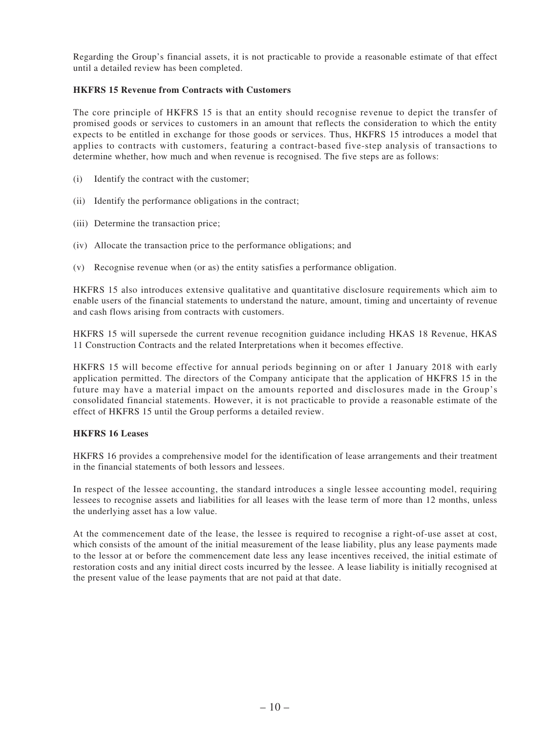Regarding the Group's financial assets, it is not practicable to provide a reasonable estimate of that effect until a detailed review has been completed.

**HKFRS 15 Revenue from Contracts with Customers**

The core principle of HKFRS 15 is that an entity should recognise revenue to depict the transfer of promised goods or services to customers in an amount that reflects the consideration to which the entity expects to be entitled in exchange for those goods or services. Thus, HKFRS 15 introduces a model that applies to contracts with customers, featuring a contract-based five-step analysis of transactions to determine whether, how much and when revenue is recognised. The five steps are as follows:

(i) Identify the contract with the customer;

(ii) Identify the performance obligations in the contract;

(iii) Determine the transaction price;

(iv) Allocate the transaction price to the performance obligations; and

(v) Recognise revenue when (or as) the entity satisfies a performance obligation.

HKFRS 15 also introduces extensive qualitative and quantitative disclosure requirements which aim to enable users of the financial statements to understand the nature, amount, timing and uncertainty of revenue and cash flows arising from contracts with customers.

HKFRS 15 will supersede the current revenue recognition guidance including HKAS 18 Revenue, HKAS 11 Construction Contracts and the related Interpretations when it becomes effective.

HKFRS 15 will become effective for annual periods beginning on or after 1 January 2018 with early application permitted. The directors of the Company anticipate that the application of HKFRS 15 in the future may have a material impact on the amounts reported and disclosures made in the Group's consolidated financial statements. However, it is not practicable to provide a reasonable estimate of the effect of HKFRS 15 until the Group performs a detailed review.

**HKFRS 16 Leases**

HKFRS 16 provides a comprehensive model for the identification of lease arrangements and their treatment in the financial statements of both lessors and lessees.

In respect of the lessee accounting, the standard introduces a single lessee accounting model, requiring lessees to recognise assets and liabilities for all leases with the lease term of more than 12 months, unless the underlying asset has a low value.

At the commencement date of the lease, the lessee is required to recognise a right-of-use asset at cost, which consists of the amount of the initial measurement of the lease liability, plus any lease payments made to the lessor at or before the commencement date less any lease incentives received, the initial estimate of restoration costs and any initial direct costs incurred by the lessee. A lease liability is initially recognised at the present value of the lease payments that are not paid at that date.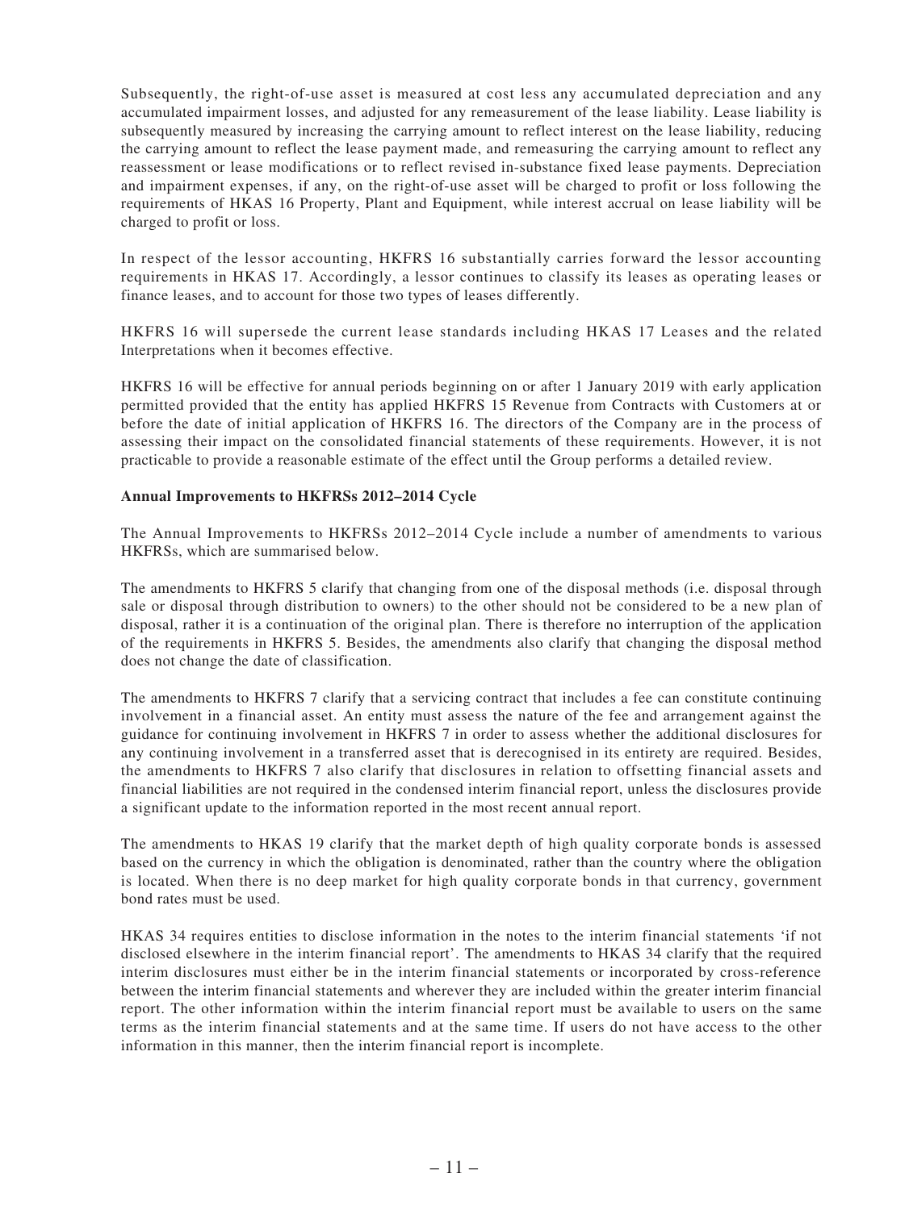Subsequently, the right-of-use asset is measured at cost less any accumulated depreciation and any accumulated impairment losses, and adjusted for any remeasurement of the lease liability. Lease liability is subsequently measured by increasing the carrying amount to reflect interest on the lease liability, reducing the carrying amount to reflect the lease payment made, and remeasuring the carrying amount to reflect any reassessment or lease modifications or to reflect revised in-substance fixed lease payments. Depreciation and impairment expenses, if any, on the right-of-use asset will be charged to profit or loss following the requirements of HKAS 16 Property, Plant and Equipment, while interest accrual on lease liability will be charged to profit or loss.

In respect of the lessor accounting, HKFRS 16 substantially carries forward the lessor accounting requirements in HKAS 17. Accordingly, a lessor continues to classify its leases as operating leases or finance leases, and to account for those two types of leases differently.

HKFRS 16 will supersede the current lease standards including HKAS 17 Leases and the related Interpretations when it becomes effective.

HKFRS 16 will be effective for annual periods beginning on or after 1 January 2019 with early application permitted provided that the entity has applied HKFRS 15 Revenue from Contracts with Customers at or before the date of initial application of HKFRS 16. The directors of the Company are in the process of assessing their impact on the consolidated financial statements of these requirements. However, it is not practicable to provide a reasonable estimate of the effect until the Group performs a detailed review.

**Annual Improvements to HKFRSs 2012–2014 Cycle**

The Annual Improvements to HKFRSs 2012–2014 Cycle include a number of amendments to various HKFRSs, which are summarised below.

The amendments to HKFRS 5 clarify that changing from one of the disposal methods (i.e. disposal through sale or disposal through distribution to owners) to the other should not be considered to be a new plan of disposal, rather it is a continuation of the original plan. There is therefore no interruption of the application of the requirements in HKFRS 5. Besides, the amendments also clarify that changing the disposal method does not change the date of classification.

The amendments to HKFRS 7 clarify that a servicing contract that includes a fee can constitute continuing involvement in a financial asset. An entity must assess the nature of the fee and arrangement against the guidance for continuing involvement in HKFRS 7 in order to assess whether the additional disclosures for any continuing involvement in a transferred asset that is derecognised in its entirety are required. Besides, the amendments to HKFRS 7 also clarify that disclosures in relation to offsetting financial assets and financial liabilities are not required in the condensed interim financial report, unless the disclosures provide a significant update to the information reported in the most recent annual report.

The amendments to HKAS 19 clarify that the market depth of high quality corporate bonds is assessed based on the currency in which the obligation is denominated, rather than the country where the obligation is located. When there is no deep market for high quality corporate bonds in that currency, government bond rates must be used.

HKAS 34 requires entities to disclose information in the notes to the interim financial statements 'if not disclosed elsewhere in the interim financial report'. The amendments to HKAS 34 clarify that the required interim disclosures must either be in the interim financial statements or incorporated by cross-reference between the interim financial statements and wherever they are included within the greater interim financial report. The other information within the interim financial report must be available to users on the same terms as the interim financial statements and at the same time. If users do not have access to the other information in this manner, then the interim financial report is incomplete.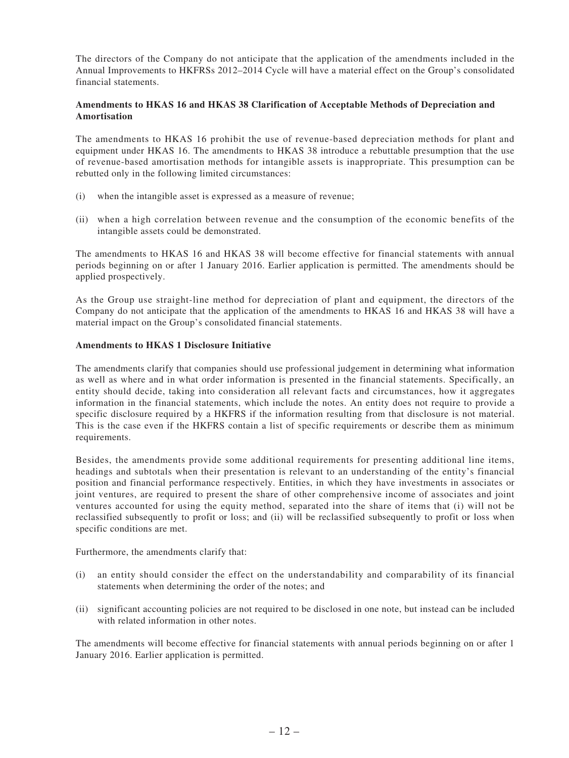The directors of the Company do not anticipate that the application of the amendments included in the Annual Improvements to HKFRSs 2012–2014 Cycle will have a material effect on the Group's consolidated financial statements.

**Amendments to HKAS 16 and HKAS 38 Clarification of Acceptable Methods of Depreciation and Amortisation**

The amendments to HKAS 16 prohibit the use of revenue-based depreciation methods for plant and equipment under HKAS 16. The amendments to HKAS 38 introduce a rebuttable presumption that the use of revenue-based amortisation methods for intangible assets is inappropriate. This presumption can be rebutted only in the following limited circumstances:

(i) when the intangible asset is expressed as a measure of revenue;

(ii) when a high correlation between revenue and the consumption of the economic benefits of the intangible assets could be demonstrated.

The amendments to HKAS 16 and HKAS 38 will become effective for financial statements with annual periods beginning on or after 1 January 2016. Earlier application is permitted. The amendments should be applied prospectively.

As the Group use straight-line method for depreciation of plant and equipment, the directors of the Company do not anticipate that the application of the amendments to HKAS 16 and HKAS 38 will have a material impact on the Group's consolidated financial statements.

**Amendments to HKAS 1 Disclosure Initiative**

The amendments clarify that companies should use professional judgement in determining what information as well as where and in what order information is presented in the financial statements. Specifically, an entity should decide, taking into consideration all relevant facts and circumstances, how it aggregates information in the financial statements, which include the notes. An entity does not require to provide a specific disclosure required by a HKFRS if the information resulting from that disclosure is not material. This is the case even if the HKFRS contain a list of specific requirements or describe them as minimum requirements.

Besides, the amendments provide some additional requirements for presenting additional line items, headings and subtotals when their presentation is relevant to an understanding of the entity's financial position and financial performance respectively. Entities, in which they have investments in associates or joint ventures, are required to present the share of other comprehensive income of associates and joint ventures accounted for using the equity method, separated into the share of items that (i) will not be reclassified subsequently to profit or loss; and (ii) will be reclassified subsequently to profit or loss when specific conditions are met.

Furthermore, the amendments clarify that:

(i) an entity should consider the effect on the understandability and comparability of its financial statements when determining the order of the notes; and

(ii) significant accounting policies are not required to be disclosed in one note, but instead can be included with related information in other notes.

The amendments will become effective for financial statements with annual periods beginning on or after 1 January 2016. Earlier application is permitted.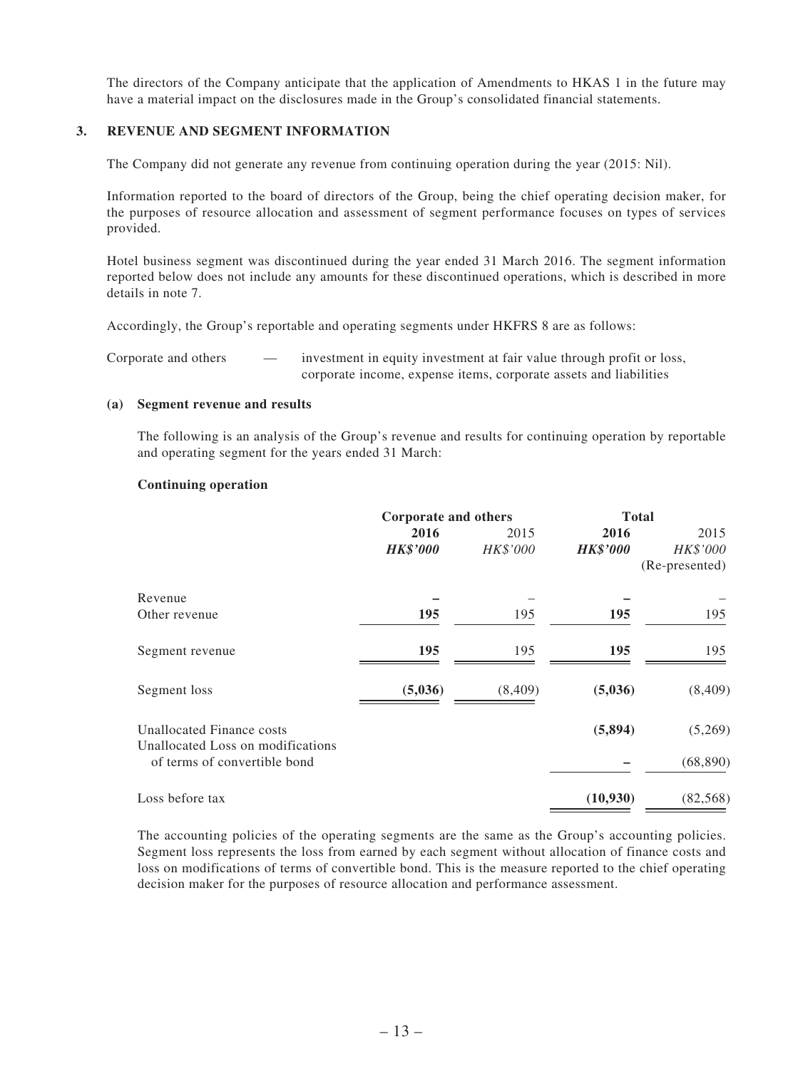The directors of the Company anticipate that the application of Amendments to HKAS 1 in the future may have a material impact on the disclosures made in the Group's consolidated financial statements.

## 3. REVENUE AND SEGMENT INFORMATION

The Company did not generate any revenue from continuing operation during the year (2015: Nil).

Information reported to the board of directors of the Group, being the chief operating decision maker, for the purposes of resource allocation and assessment of segment performance focuses on types of services provided.

Hotel business segment was discontinued during the year ended 31 March 2016. The segment information reported below does not include any amounts for these discontinued operations, which is described in more details in note 7.

Accordingly, the Group's reportable and operating segments under HKFRS 8 are as follows:

Corporate and others — investment in equity investment at fair value through profit or loss, corporate income, expense items, corporate assets and liabilities

### (a) Segment revenue and results

The following is an analysis of the Group's revenue and results for continuing operation by reportable and operating segment for the years ended 31 March:

**Continuing operation**

| | Corporate and others | | Total | |
|---|---|---|---|---|
| | **2016** | 2015 | **2016** | 2015 |
| | ***HK$'000*** | *HK$'000* | ***HK$'000*** | *HK$'000* (Re-presented) |
| Revenue | **–** | – | **–** | – |
| Other revenue | **195** | 195 | **195** | 195 |
| Segment revenue | **195** | 195 | **195** | 195 |
| Segment loss | **(5,036)** | (8,409) | **(5,036)** | (8,409) |
| Unallocated Finance costs | | | **(5,894)** | (5,269) |
| Unallocated Loss on modifications of terms of convertible bond | | | **–** | (68,890) |
| Loss before tax | | | **(10,930)** | (82,568) |

The accounting policies of the operating segments are the same as the Group's accounting policies. Segment loss represents the loss from earned by each segment without allocation of finance costs and loss on modifications of terms of convertible bond. This is the measure reported to the chief operating decision maker for the purposes of resource allocation and performance assessment.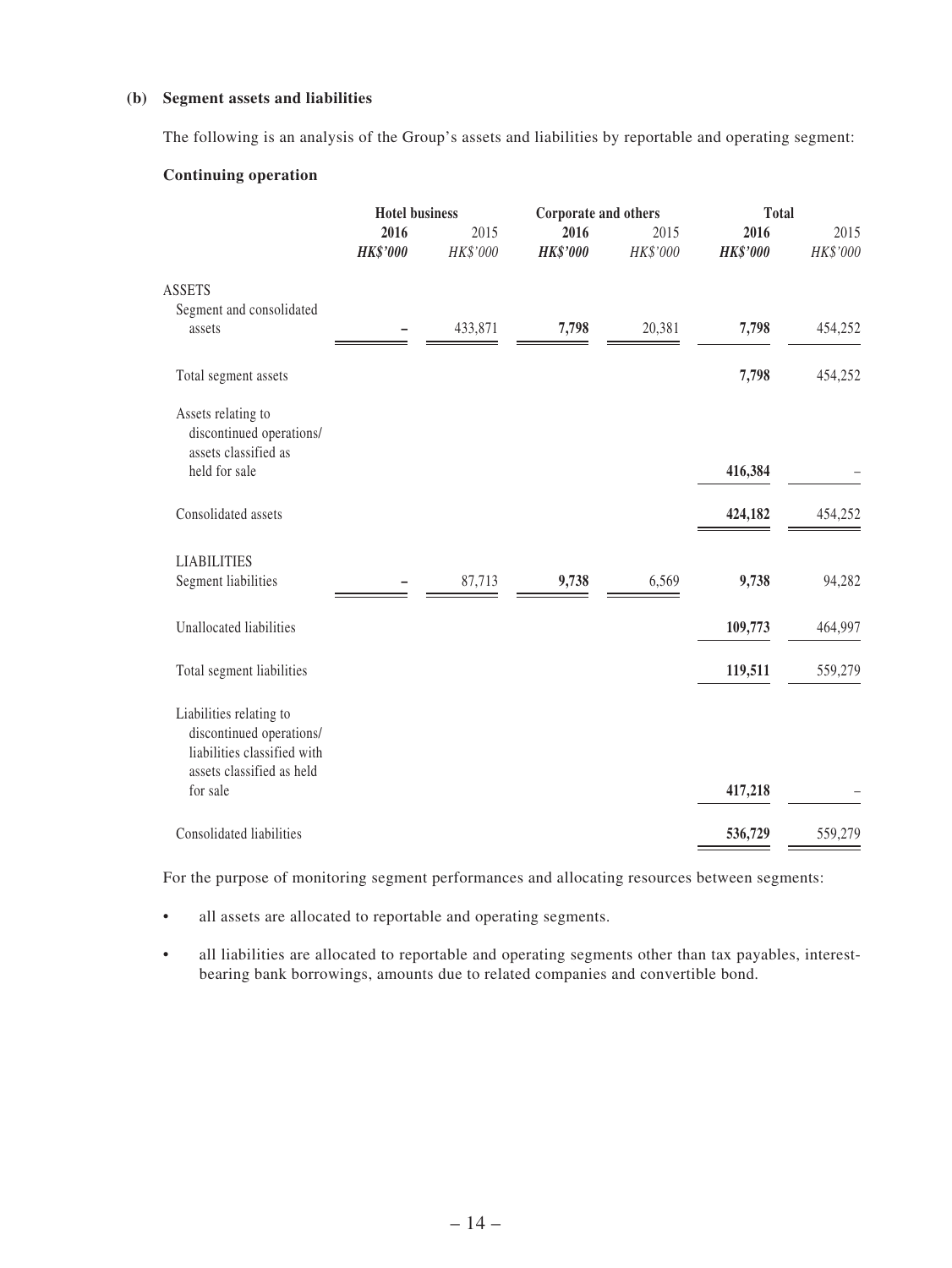**(b) Segment assets and liabilities**

The following is an analysis of the Group's assets and liabilities by reportable and operating segment:

**Continuing operation**

| | Hotel business | | Corporate and others | | Total | |
|---|---|---|---|---|---|---|
| | **2016** | 2015 | **2016** | 2015 | **2016** | 2015 |
| | ***HK$'000*** | *HK$'000* | ***HK$'000*** | *HK$'000* | ***HK$'000*** | *HK$'000* |
| ASSETS | | | | | | |
| Segment and consolidated assets | **–** | 433,871 | **7,798** | 20,381 | **7,798** | 454,252 |
| Total segment assets | | | | | **7,798** | 454,252 |
| Assets relating to discontinued operations/ assets classified as held for sale | | | | | **416,384** | – |
| Consolidated assets | | | | | **424,182** | 454,252 |
| LIABILITIES | | | | | | |
| Segment liabilities | **–** | 87,713 | **9,738** | 6,569 | **9,738** | 94,282 |
| Unallocated liabilities | | | | | **109,773** | 464,997 |
| Total segment liabilities | | | | | **119,511** | 559,279 |
| Liabilities relating to discontinued operations/ liabilities classified with assets classified as held for sale | | | | | **417,218** | – |
| Consolidated liabilities | | | | | **536,729** | 559,279 |

For the purpose of monitoring segment performances and allocating resources between segments:

- all assets are allocated to reportable and operating segments.
- all liabilities are allocated to reportable and operating segments other than tax payables, interest-bearing bank borrowings, amounts due to related companies and convertible bond.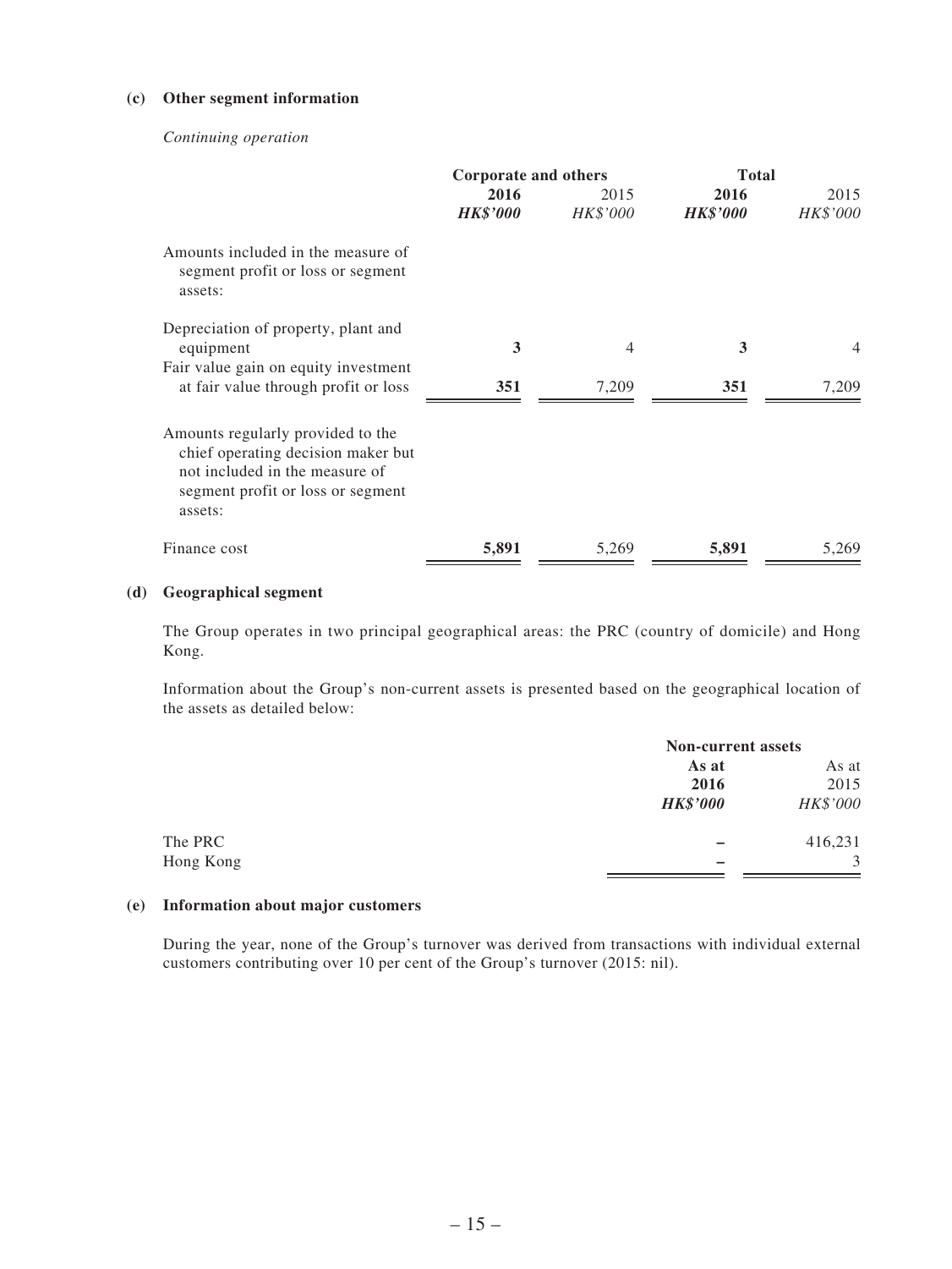**(c) Other segment information**

*Continuing operation*

| | Corporate and others | | Total | |
|---|---|---|---|---|
| | **2016** | 2015 | **2016** | 2015 |
| | ***HK$'000*** | *HK$'000* | ***HK$'000*** | *HK$'000* |
| Amounts included in the measure of segment profit or loss or segment assets: | | | | |
| Depreciation of property, plant and equipment | **3** | 4 | **3** | 4 |
| Fair value gain on equity investment at fair value through profit or loss | **351** | 7,209 | **351** | 7,209 |
| Amounts regularly provided to the chief operating decision maker but not included in the measure of segment profit or loss or segment assets: | | | | |
| Finance cost | **5,891** | 5,269 | **5,891** | 5,269 |

**(d) Geographical segment**

The Group operates in two principal geographical areas: the PRC (country of domicile) and Hong Kong.

Information about the Group's non-current assets is presented based on the geographical location of the assets as detailed below:

| | Non-current assets | |
|---|---|---|
| | **As at 2016** | As at 2015 |
| | ***HK$'000*** | *HK$'000* |
| The PRC | **–** | 416,231 |
| Hong Kong | **–** | 3 |

**(e) Information about major customers**

During the year, none of the Group's turnover was derived from transactions with individual external customers contributing over 10 per cent of the Group's turnover (2015: nil).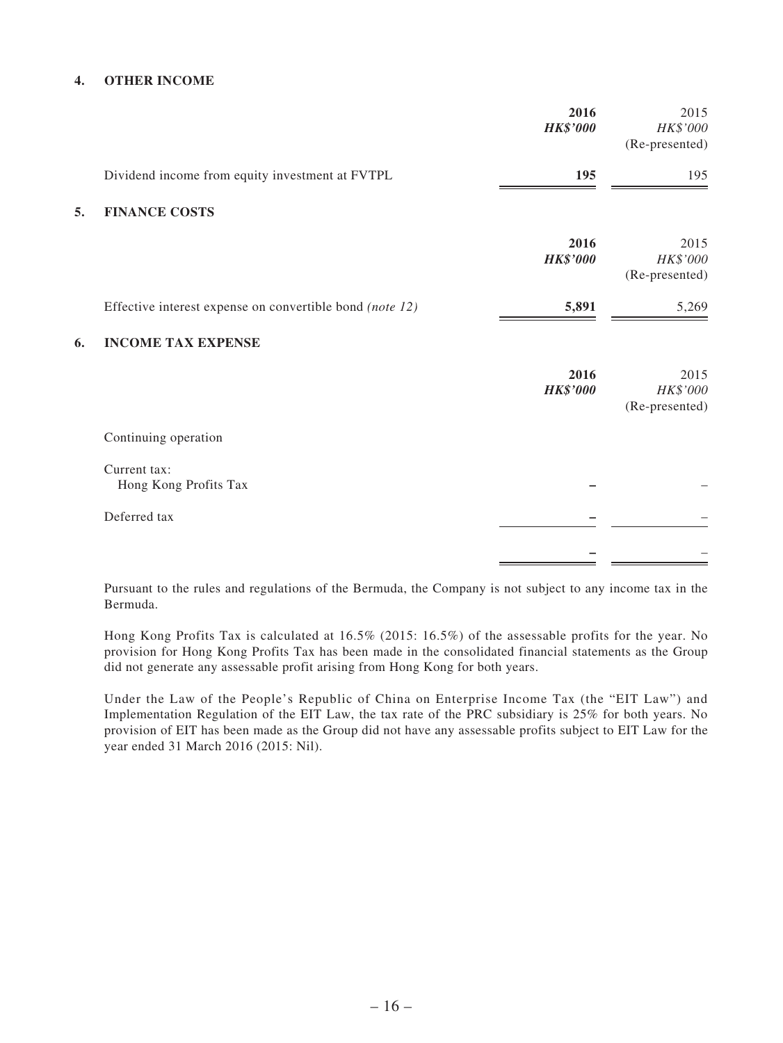## 4. OTHER INCOME

| | **2016** | 2015 |
|---|---|---|
| | ***HK$'000*** | *HK$'000* |
| | | (Re-presented) |
| Dividend income from equity investment at FVTPL | **195** | 195 |

## 5. FINANCE COSTS

| | **2016** | 2015 |
|---|---|---|
| | ***HK$'000*** | *HK$'000* |
| | | (Re-presented) |
| Effective interest expense on convertible bond *(note 12)* | **5,891** | 5,269 |

## 6. INCOME TAX EXPENSE

| | **2016** | 2015 |
|---|---|---|
| | ***HK$'000*** | *HK$'000* |
| | | (Re-presented) |
| Continuing operation | | |
| Current tax: | | |
| Hong Kong Profits Tax | **–** | – |
| Deferred tax | **–** | – |
| | **–** | – |

Pursuant to the rules and regulations of the Bermuda, the Company is not subject to any income tax in the Bermuda.

Hong Kong Profits Tax is calculated at 16.5% (2015: 16.5%) of the assessable profits for the year. No provision for Hong Kong Profits Tax has been made in the consolidated financial statements as the Group did not generate any assessable profit arising from Hong Kong for both years.

Under the Law of the People's Republic of China on Enterprise Income Tax (the "EIT Law") and Implementation Regulation of the EIT Law, the tax rate of the PRC subsidiary is 25% for both years. No provision of EIT has been made as the Group did not have any assessable profits subject to EIT Law for the year ended 31 March 2016 (2015: Nil).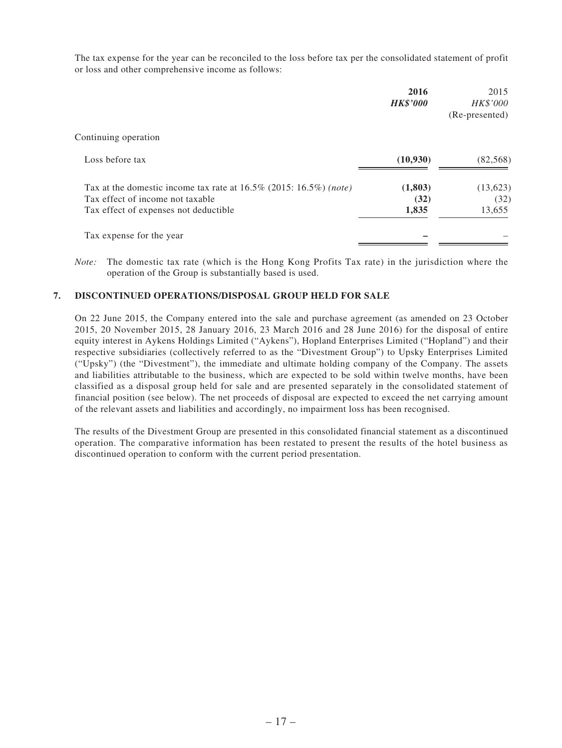The tax expense for the year can be reconciled to the loss before tax per the consolidated statement of profit or loss and other comprehensive income as follows:

| | 2016 | 2015 |
|---|---|---|
| | ***HK$'000*** | *HK$'000* |
| | | (Re-presented) |
| Continuing operation | | |
| Loss before tax | **(10,930)** | (82,568) |
| Tax at the domestic income tax rate at 16.5% (2015: 16.5%) *(note)* | **(1,803)** | (13,623) |
| Tax effect of income not taxable | **(32)** | (32) |
| Tax effect of expenses not deductible | **1,835** | 13,655 |
| Tax expense for the year | **–** | – |

*Note:* The domestic tax rate (which is the Hong Kong Profits Tax rate) in the jurisdiction where the operation of the Group is substantially based is used.

## 7. DISCONTINUED OPERATIONS/DISPOSAL GROUP HELD FOR SALE

On 22 June 2015, the Company entered into the sale and purchase agreement (as amended on 23 October 2015, 20 November 2015, 28 January 2016, 23 March 2016 and 28 June 2016) for the disposal of entire equity interest in Aykens Holdings Limited ("Aykens"), Hopland Enterprises Limited ("Hopland") and their respective subsidiaries (collectively referred to as the "Divestment Group") to Upsky Enterprises Limited ("Upsky") (the "Divestment"), the immediate and ultimate holding company of the Company. The assets and liabilities attributable to the business, which are expected to be sold within twelve months, have been classified as a disposal group held for sale and are presented separately in the consolidated statement of financial position (see below). The net proceeds of disposal are expected to exceed the net carrying amount of the relevant assets and liabilities and accordingly, no impairment loss has been recognised.

The results of the Divestment Group are presented in this consolidated financial statement as a discontinued operation. The comparative information has been restated to present the results of the hotel business as discontinued operation to conform with the current period presentation.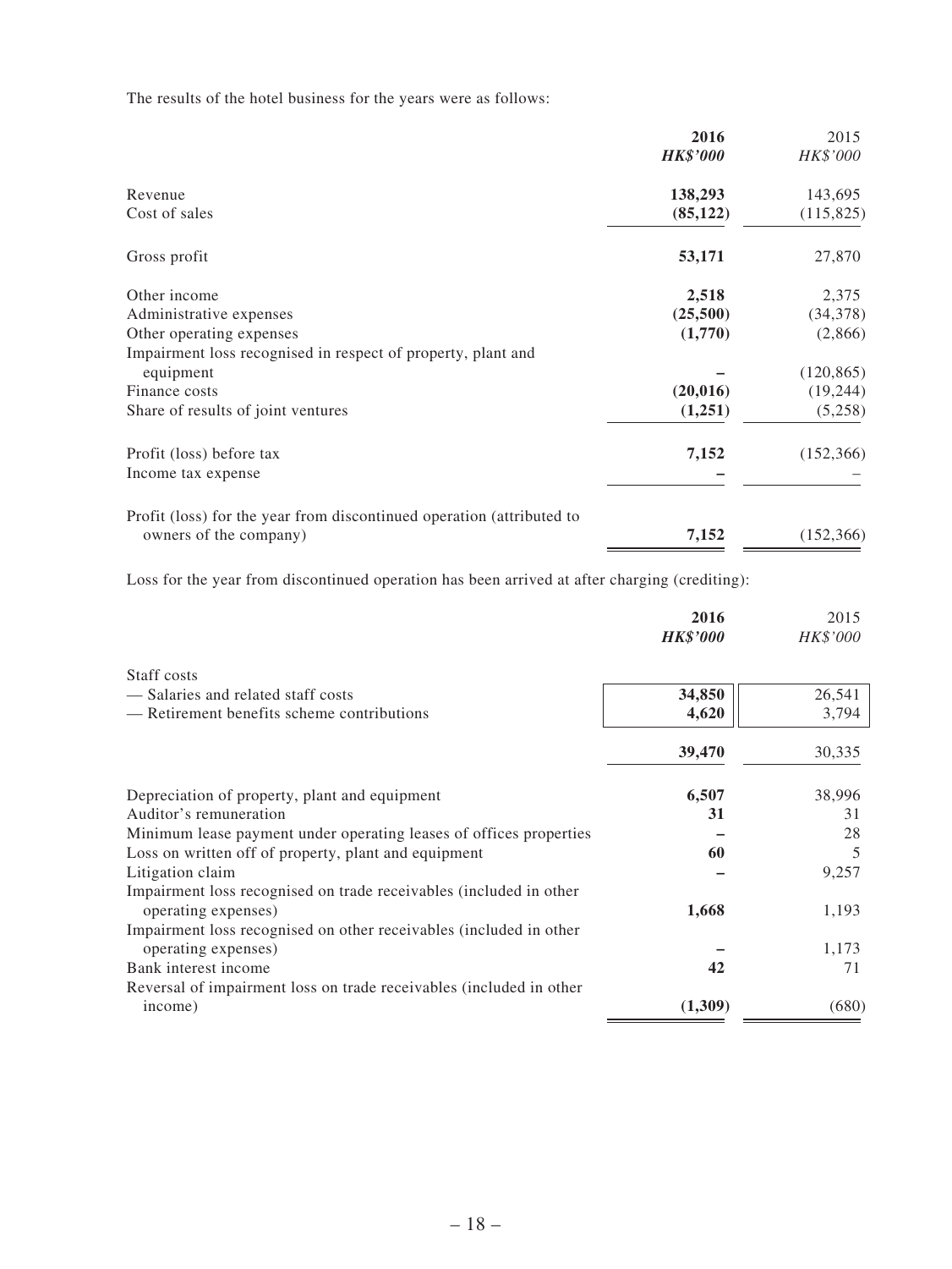The results of the hotel business for the years were as follows:

| | 2016 | 2015 |
|---|---|---|
| | ***HK$'000*** | *HK$'000* |
| Revenue | **138,293** | 143,695 |
| Cost of sales | **(85,122)** | (115,825) |
| Gross profit | **53,171** | 27,870 |
| Other income | **2,518** | 2,375 |
| Administrative expenses | **(25,500)** | (34,378) |
| Other operating expenses | **(1,770)** | (2,866) |
| Impairment loss recognised in respect of property, plant and equipment | **–** | (120,865) |
| Finance costs | **(20,016)** | (19,244) |
| Share of results of joint ventures | **(1,251)** | (5,258) |
| Profit (loss) before tax | **7,152** | (152,366) |
| Income tax expense | **–** | – |
| Profit (loss) for the year from discontinued operation (attributed to owners of the company) | **7,152** | (152,366) |

Loss for the year from discontinued operation has been arrived at after charging (crediting):

| | 2016 | 2015 |
|---|---|---|
| | ***HK$'000*** | *HK$'000* |
| Staff costs | | |
| — Salaries and related staff costs | **34,850** | 26,541 |
| — Retirement benefits scheme contributions | **4,620** | 3,794 |
| | **39,470** | 30,335 |
| Depreciation of property, plant and equipment | **6,507** | 38,996 |
| Auditor's remuneration | **31** | 31 |
| Minimum lease payment under operating leases of offices properties | **–** | 28 |
| Loss on written off of property, plant and equipment | **60** | 5 |
| Litigation claim | **–** | 9,257 |
| Impairment loss recognised on trade receivables (included in other operating expenses) | **1,668** | 1,193 |
| Impairment loss recognised on other receivables (included in other operating expenses) | **–** | 1,173 |
| Bank interest income | **42** | 71 |
| Reversal of impairment loss on trade receivables (included in other income) | **(1,309)** | (680) |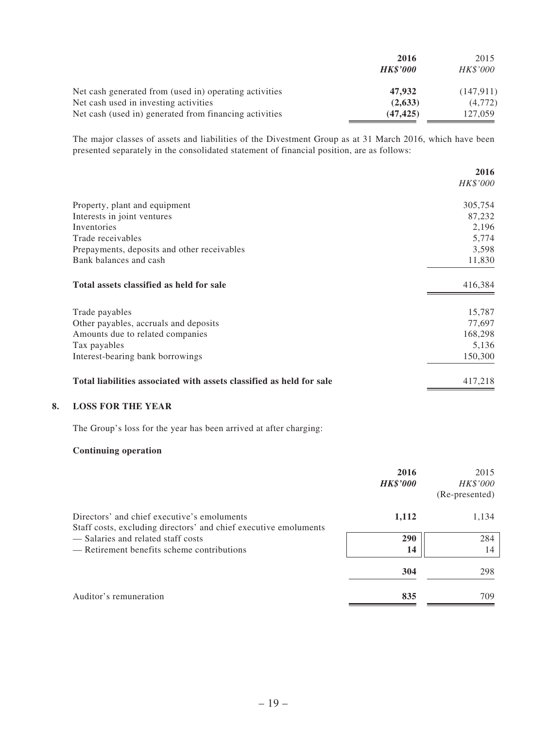| | 2016 | 2015 |
|---|---|---|
| | ***HK$'000*** | *HK$'000* |
| Net cash generated from (used in) operating activities | **47,932** | (147,911) |
| Net cash used in investing activities | **(2,633)** | (4,772) |
| Net cash (used in) generated from financing activities | **(47,425)** | 127,059 |

The major classes of assets and liabilities of the Divestment Group as at 31 March 2016, which have been presented separately in the consolidated statement of financial position, are as follows:

| | 2016 |
|---|---|
| | *HK$'000* |
| Property, plant and equipment | 305,754 |
| Interests in joint ventures | 87,232 |
| Inventories | 2,196 |
| Trade receivables | 5,774 |
| Prepayments, deposits and other receivables | 3,598 |
| Bank balances and cash | 11,830 |
| **Total assets classified as held for sale** | 416,384 |
| Trade payables | 15,787 |
| Other payables, accruals and deposits | 77,697 |
| Amounts due to related companies | 168,298 |
| Tax payables | 5,136 |
| Interest-bearing bank borrowings | 150,300 |
| **Total liabilities associated with assets classified as held for sale** | 417,218 |

## 8. LOSS FOR THE YEAR

The Group's loss for the year has been arrived at after charging:

**Continuing operation**

| | 2016 | 2015 |
|---|---|---|
| | ***HK$'000*** | *HK$'000* (Re-presented) |
| Directors' and chief executive's emoluments | **1,112** | 1,134 |
| Staff costs, excluding directors' and chief executive emoluments | | |
| — Salaries and related staff costs | **290** | 284 |
| — Retirement benefits scheme contributions | **14** | 14 |
| | **304** | 298 |
| Auditor's remuneration | **835** | 709 |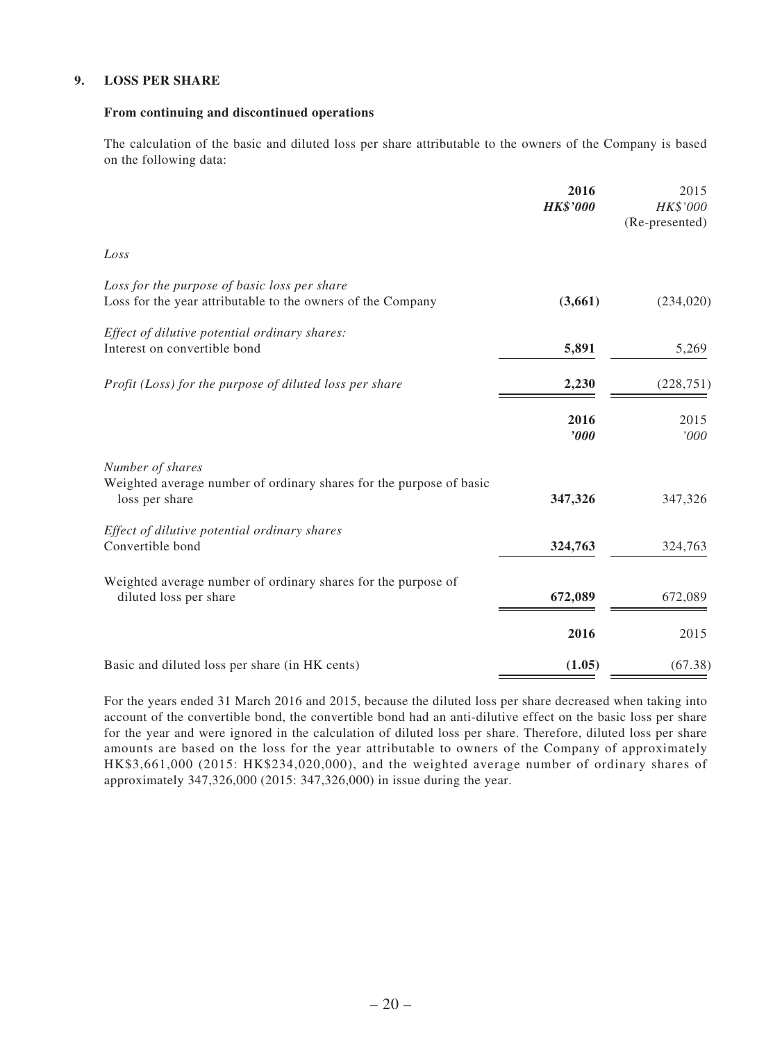## 9. LOSS PER SHARE

### From continuing and discontinued operations

The calculation of the basic and diluted loss per share attributable to the owners of the Company is based on the following data:

| | 2016 | 2015 |
|---|---|---|
| | ***HK$'000*** | *HK$'000* |
| | | (Re-presented) |
| *Loss* | | |
| *Loss for the purpose of basic loss per share* | | |
| Loss for the year attributable to the owners of the Company | **(3,661)** | (234,020) |
| *Effect of dilutive potential ordinary shares:* | | |
| Interest on convertible bond | **5,891** | 5,269 |
| *Profit (Loss) for the purpose of diluted loss per share* | **2,230** | (228,751) |

| | 2016 | 2015 |
|---|---|---|
| | ***'000*** | *'000* |
| *Number of shares* | | |
| Weighted average number of ordinary shares for the purpose of basic loss per share | **347,326** | 347,326 |
| *Effect of dilutive potential ordinary shares* | | |
| Convertible bond | **324,763** | 324,763 |
| Weighted average number of ordinary shares for the purpose of diluted loss per share | **672,089** | 672,089 |

| | 2016 | 2015 |
|---|---|---|
| Basic and diluted loss per share (in HK cents) | **(1.05)** | (67.38) |

For the years ended 31 March 2016 and 2015, because the diluted loss per share decreased when taking into account of the convertible bond, the convertible bond had an anti-dilutive effect on the basic loss per share for the year and were ignored in the calculation of diluted loss per share. Therefore, diluted loss per share amounts are based on the loss for the year attributable to owners of the Company of approximately HK$3,661,000 (2015: HK$234,020,000), and the weighted average number of ordinary shares of approximately 347,326,000 (2015: 347,326,000) in issue during the year.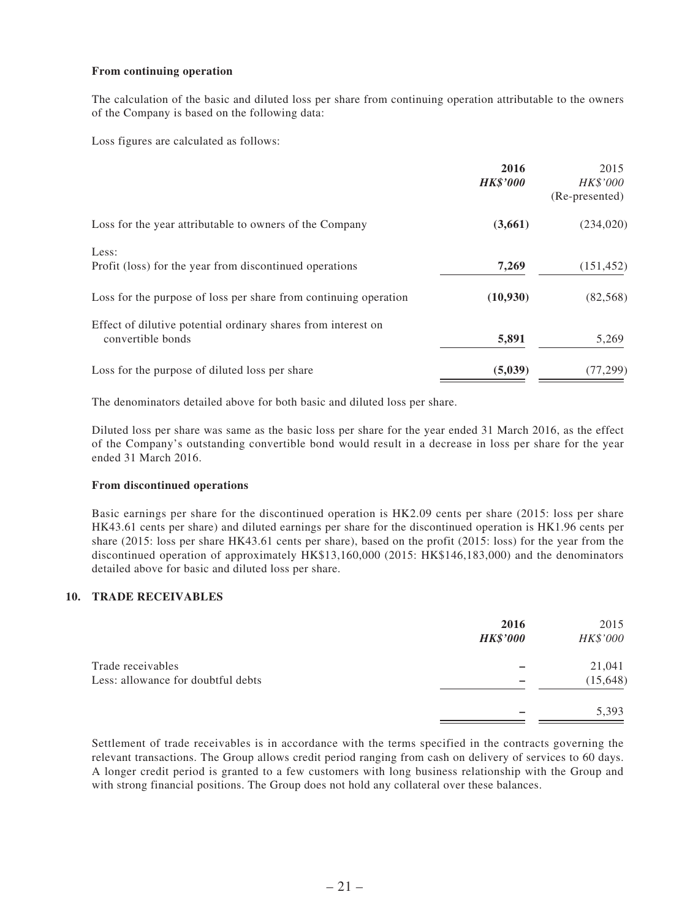**From continuing operation**

The calculation of the basic and diluted loss per share from continuing operation attributable to the owners of the Company is based on the following data:

Loss figures are calculated as follows:

| | **2016** | 2015 |
|---|---|---|
| | ***HK$'000*** | *HK$'000* |
| | | (Re-presented) |
| Loss for the year attributable to owners of the Company | **(3,661)** | (234,020) |
| Less: | | |
| Profit (loss) for the year from discontinued operations | **7,269** | (151,452) |
| Loss for the purpose of loss per share from continuing operation | **(10,930)** | (82,568) |
| Effect of dilutive potential ordinary shares from interest on convertible bonds | **5,891** | 5,269 |
| Loss for the purpose of diluted loss per share | **(5,039)** | (77,299) |

The denominators detailed above for both basic and diluted loss per share.

Diluted loss per share was same as the basic loss per share for the year ended 31 March 2016, as the effect of the Company's outstanding convertible bond would result in a decrease in loss per share for the year ended 31 March 2016.

**From discontinued operations**

Basic earnings per share for the discontinued operation is HK2.09 cents per share (2015: loss per share HK43.61 cents per share) and diluted earnings per share for the discontinued operation is HK1.96 cents per share (2015: loss per share HK43.61 cents per share), based on the profit (2015: loss) for the year from the discontinued operation of approximately HK$13,160,000 (2015: HK$146,183,000) and the denominators detailed above for basic and diluted loss per share.

## 10. TRADE RECEIVABLES

| | **2016** | 2015 |
|---|---|---|
| | ***HK$'000*** | *HK$'000* |
| Trade receivables | **–** | 21,041 |
| Less: allowance for doubtful debts | **–** | (15,648) |
| | **–** | 5,393 |

Settlement of trade receivables is in accordance with the terms specified in the contracts governing the relevant transactions. The Group allows credit period ranging from cash on delivery of services to 60 days. A longer credit period is granted to a few customers with long business relationship with the Group and with strong financial positions. The Group does not hold any collateral over these balances.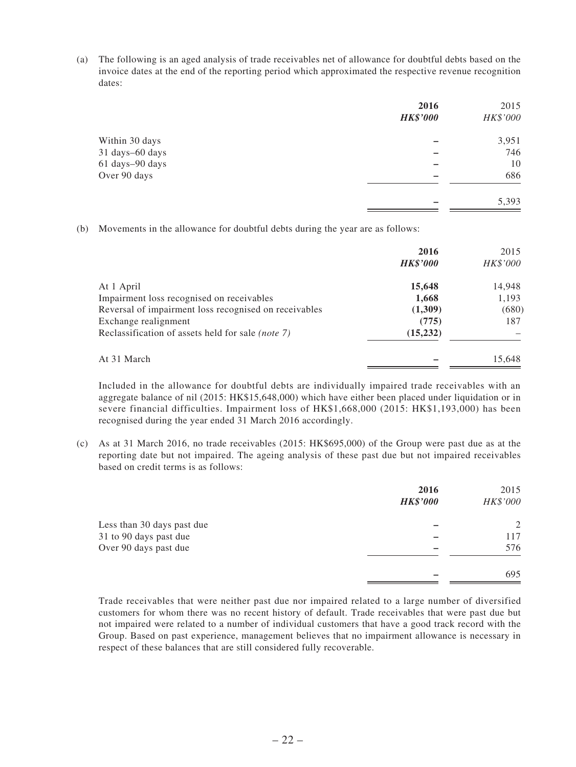(a) The following is an aged analysis of trade receivables net of allowance for doubtful debts based on the invoice dates at the end of the reporting period which approximated the respective revenue recognition dates:

| | **2016** | 2015 |
|---|---|---|
| | ***HK$'000*** | *HK$'000* |
| Within 30 days | **–** | 3,951 |
| 31 days–60 days | **–** | 746 |
| 61 days–90 days | **–** | 10 |
| Over 90 days | **–** | 686 |
| | **–** | 5,393 |

(b) Movements in the allowance for doubtful debts during the year are as follows:

| | **2016** | 2015 |
|---|---|---|
| | ***HK$'000*** | *HK$'000* |
| At 1 April | **15,648** | 14,948 |
| Impairment loss recognised on receivables | **1,668** | 1,193 |
| Reversal of impairment loss recognised on receivables | **(1,309)** | (680) |
| Exchange realignment | **(775)** | 187 |
| Reclassification of assets held for sale *(note 7)* | **(15,232)** | – |
| At 31 March | **–** | 15,648 |

Included in the allowance for doubtful debts are individually impaired trade receivables with an aggregate balance of nil (2015: HK$15,648,000) which have either been placed under liquidation or in severe financial difficulties. Impairment loss of HK$1,668,000 (2015: HK$1,193,000) has been recognised during the year ended 31 March 2016 accordingly.

(c) As at 31 March 2016, no trade receivables (2015: HK$695,000) of the Group were past due as at the reporting date but not impaired. The ageing analysis of these past due but not impaired receivables based on credit terms is as follows:

| | **2016** | 2015 |
|---|---|---|
| | ***HK$'000*** | *HK$'000* |
| Less than 30 days past due | **–** | 2 |
| 31 to 90 days past due | **–** | 117 |
| Over 90 days past due | **–** | 576 |
| | **–** | 695 |

Trade receivables that were neither past due nor impaired related to a large number of diversified customers for whom there was no recent history of default. Trade receivables that were past due but not impaired were related to a number of individual customers that have a good track record with the Group. Based on past experience, management believes that no impairment allowance is necessary in respect of these balances that are still considered fully recoverable.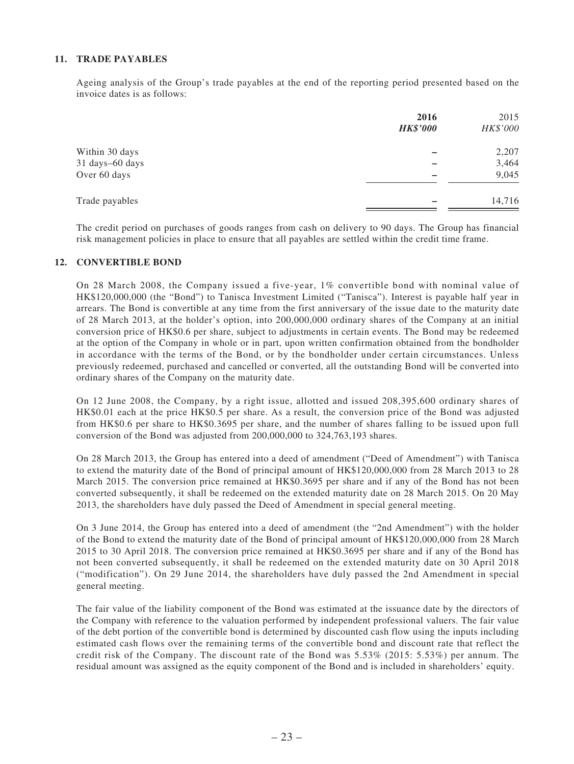## 11. TRADE PAYABLES

Ageing analysis of the Group's trade payables at the end of the reporting period presented based on the invoice dates is as follows:

| | **2016** | 2015 |
|---|---|---|
| | ***HK$'000*** | *HK$'000* |
| Within 30 days | – | 2,207 |
| 31 days–60 days | – | 3,464 |
| Over 60 days | – | 9,045 |
| Trade payables | – | 14,716 |

The credit period on purchases of goods ranges from cash on delivery to 90 days. The Group has financial risk management policies in place to ensure that all payables are settled within the credit time frame.

## 12. CONVERTIBLE BOND

On 28 March 2008, the Company issued a five-year, 1% convertible bond with nominal value of HK$120,000,000 (the "Bond") to Tanisca Investment Limited ("Tanisca"). Interest is payable half year in arrears. The Bond is convertible at any time from the first anniversary of the issue date to the maturity date of 28 March 2013, at the holder's option, into 200,000,000 ordinary shares of the Company at an initial conversion price of HK$0.6 per share, subject to adjustments in certain events. The Bond may be redeemed at the option of the Company in whole or in part, upon written confirmation obtained from the bondholder in accordance with the terms of the Bond, or by the bondholder under certain circumstances. Unless previously redeemed, purchased and cancelled or converted, all the outstanding Bond will be converted into ordinary shares of the Company on the maturity date.

On 12 June 2008, the Company, by a right issue, allotted and issued 208,395,600 ordinary shares of HK$0.01 each at the price HK$0.5 per share. As a result, the conversion price of the Bond was adjusted from HK$0.6 per share to HK$0.3695 per share, and the number of shares falling to be issued upon full conversion of the Bond was adjusted from 200,000,000 to 324,763,193 shares.

On 28 March 2013, the Group has entered into a deed of amendment ("Deed of Amendment") with Tanisca to extend the maturity date of the Bond of principal amount of HK$120,000,000 from 28 March 2013 to 28 March 2015. The conversion price remained at HK$0.3695 per share and if any of the Bond has not been converted subsequently, it shall be redeemed on the extended maturity date on 28 March 2015. On 20 May 2013, the shareholders have duly passed the Deed of Amendment in special general meeting.

On 3 June 2014, the Group has entered into a deed of amendment (the "2nd Amendment") with the holder of the Bond to extend the maturity date of the Bond of principal amount of HK$120,000,000 from 28 March 2015 to 30 April 2018. The conversion price remained at HK$0.3695 per share and if any of the Bond has not been converted subsequently, it shall be redeemed on the extended maturity date on 30 April 2018 ("modification"). On 29 June 2014, the shareholders have duly passed the 2nd Amendment in special general meeting.

The fair value of the liability component of the Bond was estimated at the issuance date by the directors of the Company with reference to the valuation performed by independent professional valuers. The fair value of the debt portion of the convertible bond is determined by discounted cash flow using the inputs including estimated cash flows over the remaining terms of the convertible bond and discount rate that reflect the credit risk of the Company. The discount rate of the Bond was 5.53% (2015: 5.53%) per annum. The residual amount was assigned as the equity component of the Bond and is included in shareholders' equity.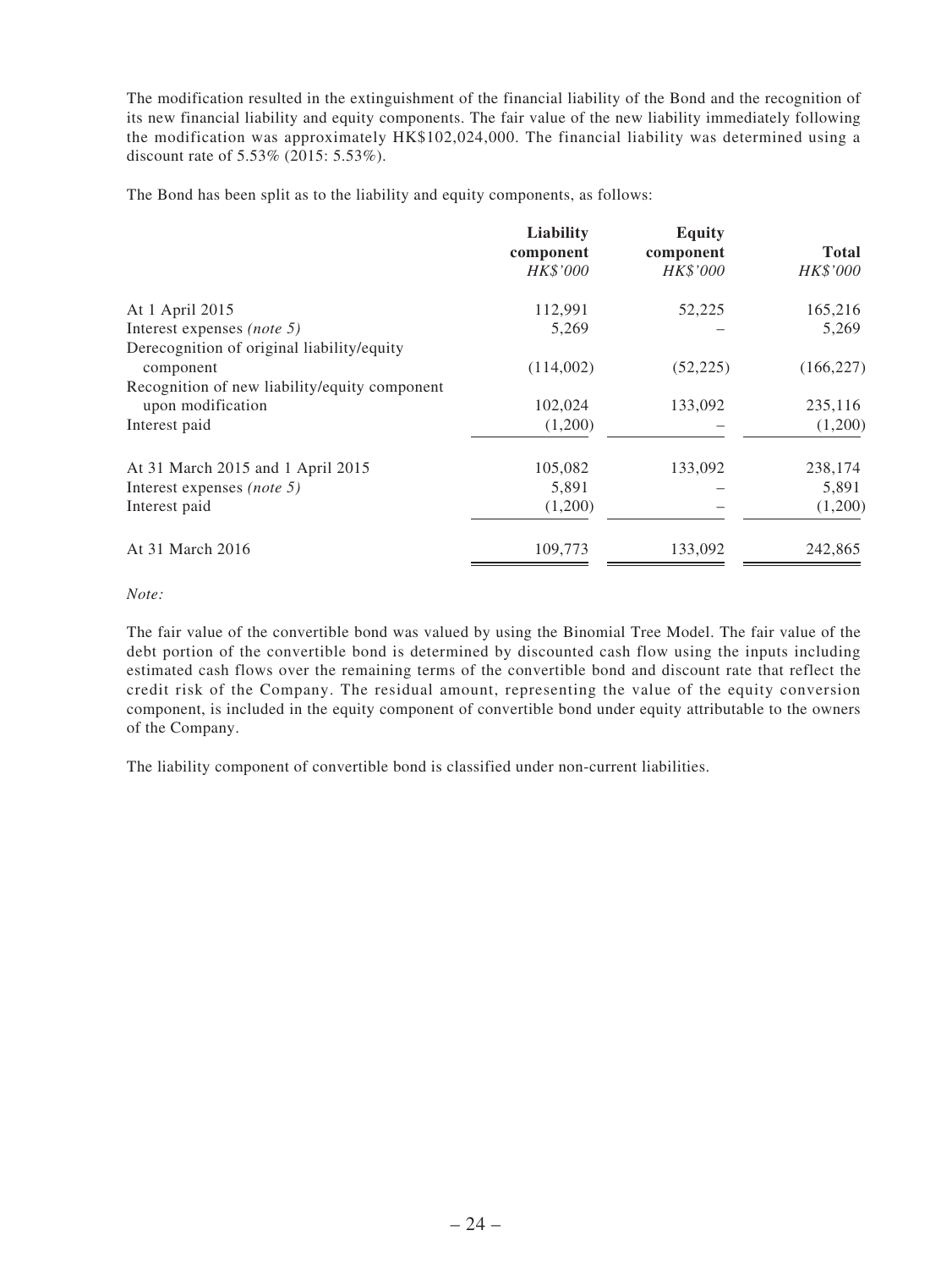The modification resulted in the extinguishment of the financial liability of the Bond and the recognition of its new financial liability and equity components. The fair value of the new liability immediately following the modification was approximately HK$102,024,000. The financial liability was determined using a discount rate of 5.53% (2015: 5.53%).

The Bond has been split as to the liability and equity components, as follows:

| | **Liability component** *HK$'000* | **Equity component** *HK$'000* | **Total** *HK$'000* |
|---|---|---|---|
| At 1 April 2015 | 112,991 | 52,225 | 165,216 |
| Interest expenses *(note 5)* | 5,269 | – | 5,269 |
| Derecognition of original liability/equity component | (114,002) | (52,225) | (166,227) |
| Recognition of new liability/equity component upon modification | 102,024 | 133,092 | 235,116 |
| Interest paid | (1,200) | – | (1,200) |
| At 31 March 2015 and 1 April 2015 | 105,082 | 133,092 | 238,174 |
| Interest expenses *(note 5)* | 5,891 | – | 5,891 |
| Interest paid | (1,200) | – | (1,200) |
| At 31 March 2016 | 109,773 | 133,092 | 242,865 |

*Note:*

The fair value of the convertible bond was valued by using the Binomial Tree Model. The fair value of the debt portion of the convertible bond is determined by discounted cash flow using the inputs including estimated cash flows over the remaining terms of the convertible bond and discount rate that reflect the credit risk of the Company. The residual amount, representing the value of the equity conversion component, is included in the equity component of convertible bond under equity attributable to the owners of the Company.

The liability component of convertible bond is classified under non-current liabilities.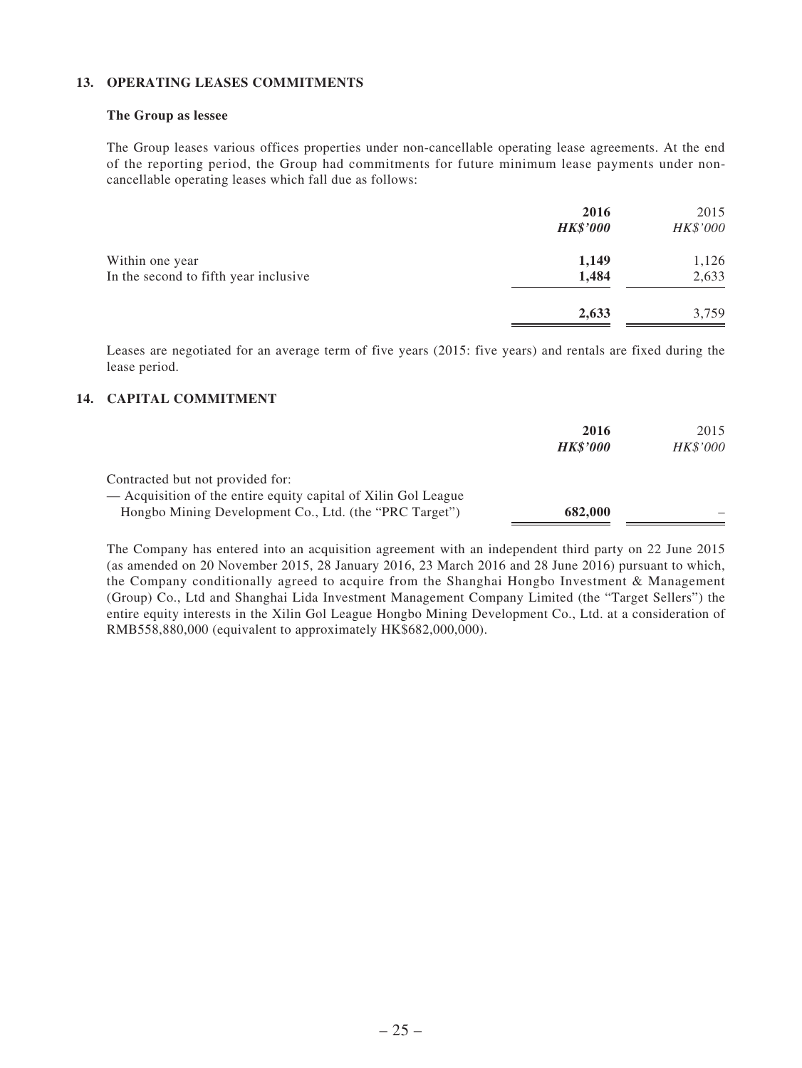## 13. OPERATING LEASES COMMITMENTS

### The Group as lessee

The Group leases various offices properties under non-cancellable operating lease agreements. At the end of the reporting period, the Group had commitments for future minimum lease payments under non-cancellable operating leases which fall due as follows:

| | 2016 HK$'000 | 2015 HK$'000 |
|---|---|---|
| Within one year | **1,149** | 1,126 |
| In the second to fifth year inclusive | **1,484** | 2,633 |
| | **2,633** | 3,759 |

Leases are negotiated for an average term of five years (2015: five years) and rentals are fixed during the lease period.

## 14. CAPITAL COMMITMENT

| | 2016 HK$'000 | 2015 HK$'000 |
|---|---|---|
| Contracted but not provided for: | | |
| — Acquisition of the entire equity capital of Xilin Gol League Hongbo Mining Development Co., Ltd. (the "PRC Target") | **682,000** | – |

The Company has entered into an acquisition agreement with an independent third party on 22 June 2015 (as amended on 20 November 2015, 28 January 2016, 23 March 2016 and 28 June 2016) pursuant to which, the Company conditionally agreed to acquire from the Shanghai Hongbo Investment & Management (Group) Co., Ltd and Shanghai Lida Investment Management Company Limited (the "Target Sellers") the entire equity interests in the Xilin Gol League Hongbo Mining Development Co., Ltd. at a consideration of RMB558,880,000 (equivalent to approximately HK$682,000,000).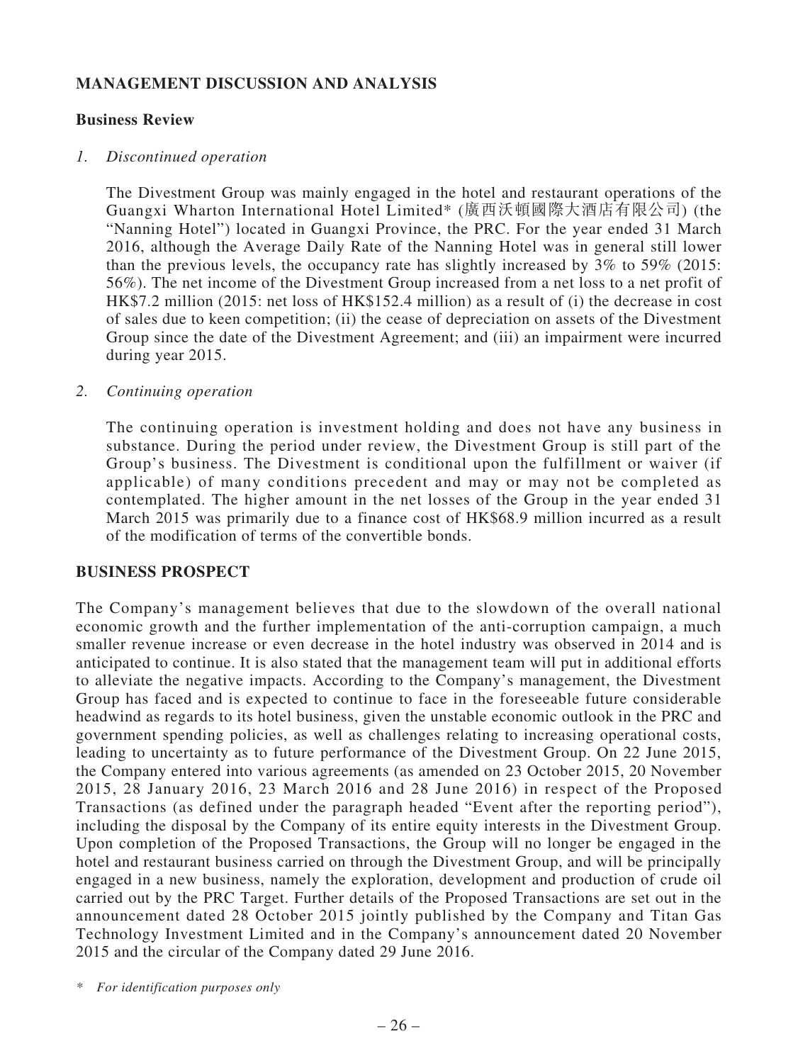## MANAGEMENT DISCUSSION AND ANALYSIS

### Business Review

*1. Discontinued operation*

The Divestment Group was mainly engaged in the hotel and restaurant operations of the Guangxi Wharton International Hotel Limited* (廣西沃頓國際大酒店有限公司) (the "Nanning Hotel") located in Guangxi Province, the PRC. For the year ended 31 March 2016, although the Average Daily Rate of the Nanning Hotel was in general still lower than the previous levels, the occupancy rate has slightly increased by 3% to 59% (2015: 56%). The net income of the Divestment Group increased from a net loss to a net profit of HK$7.2 million (2015: net loss of HK$152.4 million) as a result of (i) the decrease in cost of sales due to keen competition; (ii) the cease of depreciation on assets of the Divestment Group since the date of the Divestment Agreement; and (iii) an impairment were incurred during year 2015.

*2. Continuing operation*

The continuing operation is investment holding and does not have any business in substance. During the period under review, the Divestment Group is still part of the Group's business. The Divestment is conditional upon the fulfillment or waiver (if applicable) of many conditions precedent and may or may not be completed as contemplated. The higher amount in the net losses of the Group in the year ended 31 March 2015 was primarily due to a finance cost of HK$68.9 million incurred as a result of the modification of terms of the convertible bonds.

## BUSINESS PROSPECT

The Company's management believes that due to the slowdown of the overall national economic growth and the further implementation of the anti-corruption campaign, a much smaller revenue increase or even decrease in the hotel industry was observed in 2014 and is anticipated to continue. It is also stated that the management team will put in additional efforts to alleviate the negative impacts. According to the Company's management, the Divestment Group has faced and is expected to continue to face in the foreseeable future considerable headwind as regards to its hotel business, given the unstable economic outlook in the PRC and government spending policies, as well as challenges relating to increasing operational costs, leading to uncertainty as to future performance of the Divestment Group. On 22 June 2015, the Company entered into various agreements (as amended on 23 October 2015, 20 November 2015, 28 January 2016, 23 March 2016 and 28 June 2016) in respect of the Proposed Transactions (as defined under the paragraph headed "Event after the reporting period"), including the disposal by the Company of its entire equity interests in the Divestment Group. Upon completion of the Proposed Transactions, the Group will no longer be engaged in the hotel and restaurant business carried on through the Divestment Group, and will be principally engaged in a new business, namely the exploration, development and production of crude oil carried out by the PRC Target. Further details of the Proposed Transactions are set out in the announcement dated 28 October 2015 jointly published by the Company and Titan Gas Technology Investment Limited and in the Company's announcement dated 20 November 2015 and the circular of the Company dated 29 June 2016.

\* *For identification purposes only*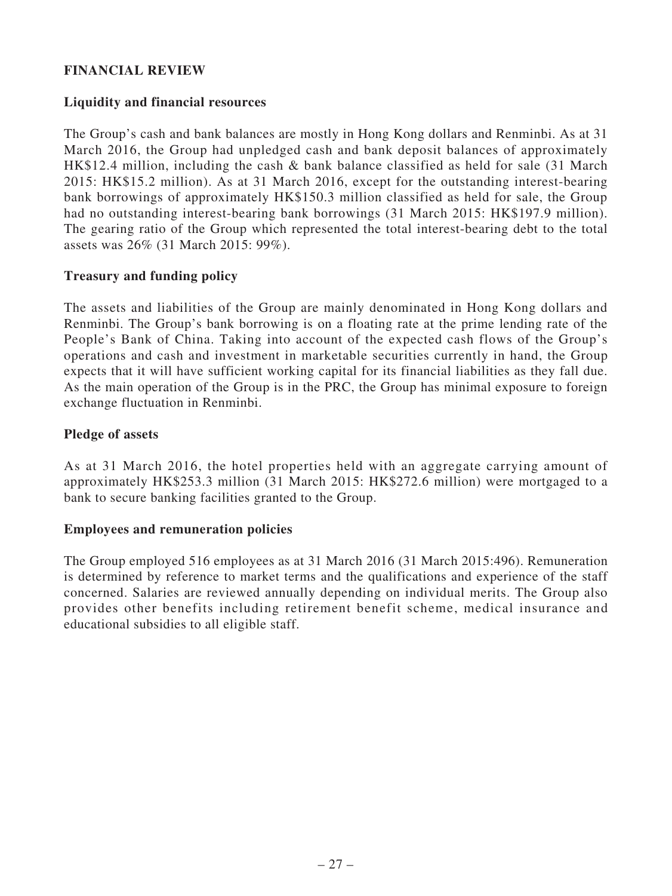## FINANCIAL REVIEW

### Liquidity and financial resources

The Group's cash and bank balances are mostly in Hong Kong dollars and Renminbi. As at 31 March 2016, the Group had unpledged cash and bank deposit balances of approximately HK$12.4 million, including the cash & bank balance classified as held for sale (31 March 2015: HK$15.2 million). As at 31 March 2016, except for the outstanding interest-bearing bank borrowings of approximately HK$150.3 million classified as held for sale, the Group had no outstanding interest-bearing bank borrowings (31 March 2015: HK$197.9 million). The gearing ratio of the Group which represented the total interest-bearing debt to the total assets was 26% (31 March 2015: 99%).

### Treasury and funding policy

The assets and liabilities of the Group are mainly denominated in Hong Kong dollars and Renminbi. The Group's bank borrowing is on a floating rate at the prime lending rate of the People's Bank of China. Taking into account of the expected cash flows of the Group's operations and cash and investment in marketable securities currently in hand, the Group expects that it will have sufficient working capital for its financial liabilities as they fall due. As the main operation of the Group is in the PRC, the Group has minimal exposure to foreign exchange fluctuation in Renminbi.

### Pledge of assets

As at 31 March 2016, the hotel properties held with an aggregate carrying amount of approximately HK$253.3 million (31 March 2015: HK$272.6 million) were mortgaged to a bank to secure banking facilities granted to the Group.

### Employees and remuneration policies

The Group employed 516 employees as at 31 March 2016 (31 March 2015:496). Remuneration is determined by reference to market terms and the qualifications and experience of the staff concerned. Salaries are reviewed annually depending on individual merits. The Group also provides other benefits including retirement benefit scheme, medical insurance and educational subsidies to all eligible staff.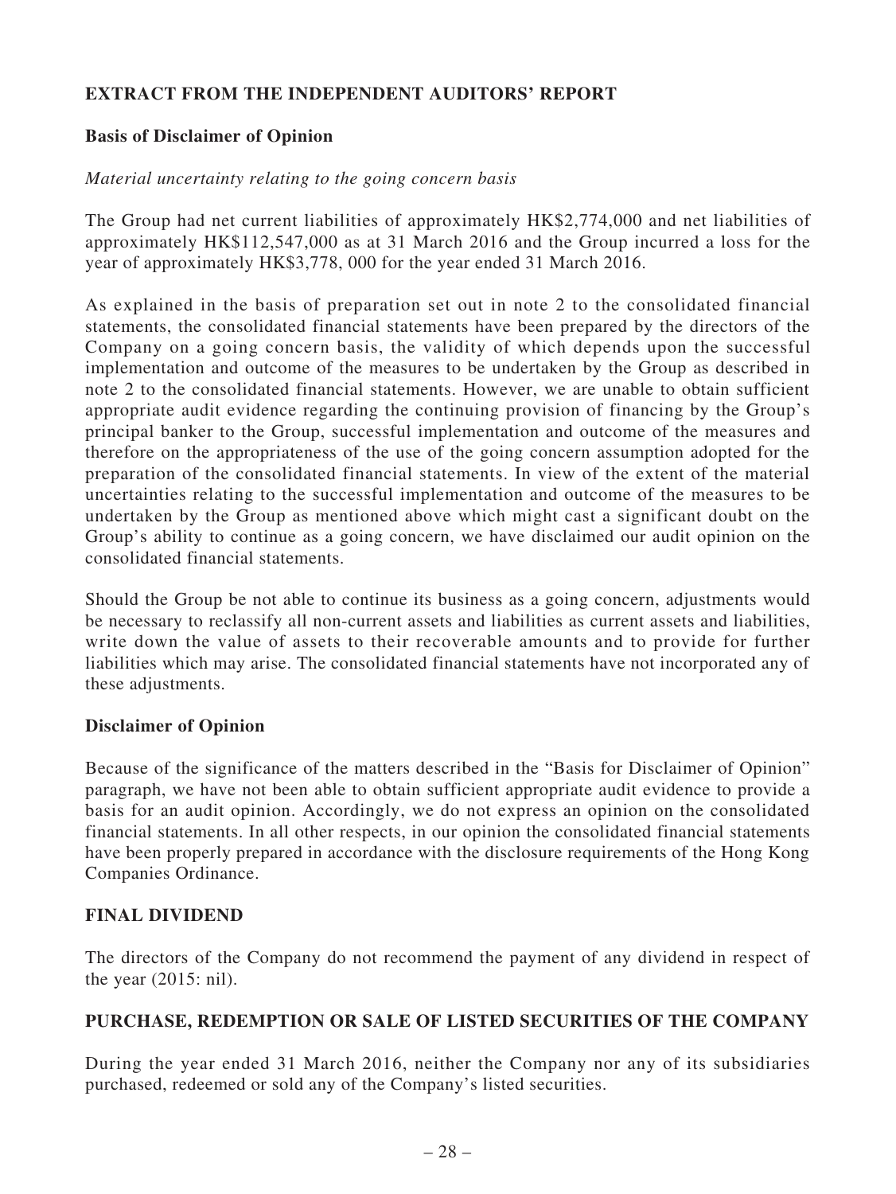## EXTRACT FROM THE INDEPENDENT AUDITORS' REPORT

### Basis of Disclaimer of Opinion

*Material uncertainty relating to the going concern basis*

The Group had net current liabilities of approximately HK$2,774,000 and net liabilities of approximately HK$112,547,000 as at 31 March 2016 and the Group incurred a loss for the year of approximately HK$3,778, 000 for the year ended 31 March 2016.

As explained in the basis of preparation set out in note 2 to the consolidated financial statements, the consolidated financial statements have been prepared by the directors of the Company on a going concern basis, the validity of which depends upon the successful implementation and outcome of the measures to be undertaken by the Group as described in note 2 to the consolidated financial statements. However, we are unable to obtain sufficient appropriate audit evidence regarding the continuing provision of financing by the Group's principal banker to the Group, successful implementation and outcome of the measures and therefore on the appropriateness of the use of the going concern assumption adopted for the preparation of the consolidated financial statements. In view of the extent of the material uncertainties relating to the successful implementation and outcome of the measures to be undertaken by the Group as mentioned above which might cast a significant doubt on the Group's ability to continue as a going concern, we have disclaimed our audit opinion on the consolidated financial statements.

Should the Group be not able to continue its business as a going concern, adjustments would be necessary to reclassify all non-current assets and liabilities as current assets and liabilities, write down the value of assets to their recoverable amounts and to provide for further liabilities which may arise. The consolidated financial statements have not incorporated any of these adjustments.

### Disclaimer of Opinion

Because of the significance of the matters described in the "Basis for Disclaimer of Opinion" paragraph, we have not been able to obtain sufficient appropriate audit evidence to provide a basis for an audit opinion. Accordingly, we do not express an opinion on the consolidated financial statements. In all other respects, in our opinion the consolidated financial statements have been properly prepared in accordance with the disclosure requirements of the Hong Kong Companies Ordinance.

## FINAL DIVIDEND

The directors of the Company do not recommend the payment of any dividend in respect of the year (2015: nil).

## PURCHASE, REDEMPTION OR SALE OF LISTED SECURITIES OF THE COMPANY

During the year ended 31 March 2016, neither the Company nor any of its subsidiaries purchased, redeemed or sold any of the Company's listed securities.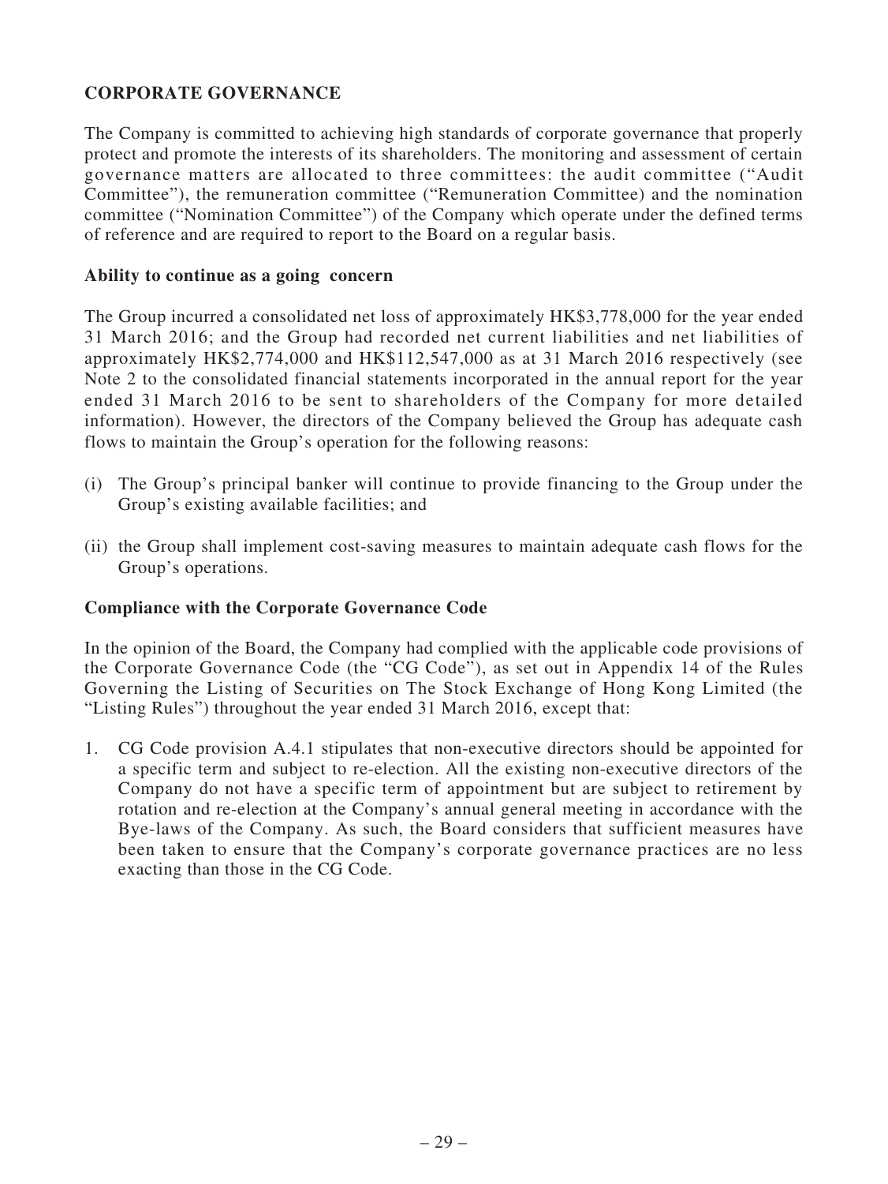## CORPORATE GOVERNANCE

The Company is committed to achieving high standards of corporate governance that properly protect and promote the interests of its shareholders. The monitoring and assessment of certain governance matters are allocated to three committees: the audit committee ("Audit Committee"), the remuneration committee ("Remuneration Committee) and the nomination committee ("Nomination Committee") of the Company which operate under the defined terms of reference and are required to report to the Board on a regular basis.

### Ability to continue as a going concern

The Group incurred a consolidated net loss of approximately HK$3,778,000 for the year ended 31 March 2016; and the Group had recorded net current liabilities and net liabilities of approximately HK$2,774,000 and HK$112,547,000 as at 31 March 2016 respectively (see Note 2 to the consolidated financial statements incorporated in the annual report for the year ended 31 March 2016 to be sent to shareholders of the Company for more detailed information). However, the directors of the Company believed the Group has adequate cash flows to maintain the Group's operation for the following reasons:

(i) The Group's principal banker will continue to provide financing to the Group under the Group's existing available facilities; and

(ii) the Group shall implement cost-saving measures to maintain adequate cash flows for the Group's operations.

### Compliance with the Corporate Governance Code

In the opinion of the Board, the Company had complied with the applicable code provisions of the Corporate Governance Code (the "CG Code"), as set out in Appendix 14 of the Rules Governing the Listing of Securities on The Stock Exchange of Hong Kong Limited (the "Listing Rules") throughout the year ended 31 March 2016, except that:

1. CG Code provision A.4.1 stipulates that non-executive directors should be appointed for a specific term and subject to re-election. All the existing non-executive directors of the Company do not have a specific term of appointment but are subject to retirement by rotation and re-election at the Company's annual general meeting in accordance with the Bye-laws of the Company. As such, the Board considers that sufficient measures have been taken to ensure that the Company's corporate governance practices are no less exacting than those in the CG Code.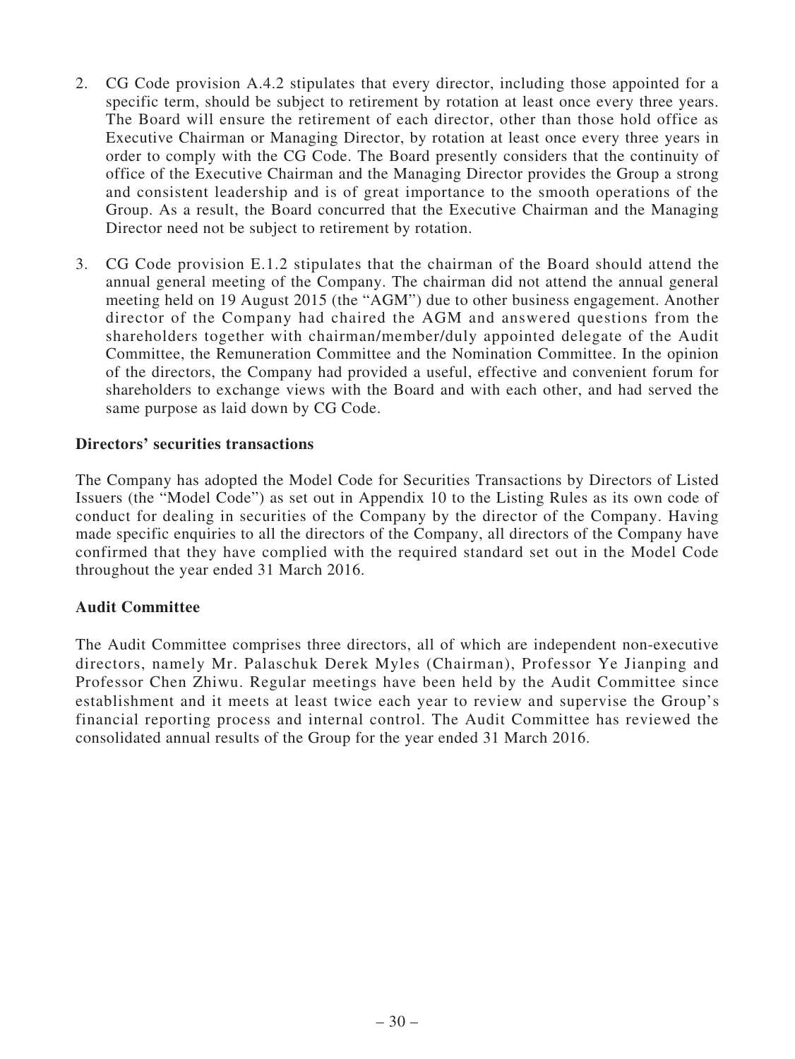2. CG Code provision A.4.2 stipulates that every director, including those appointed for a specific term, should be subject to retirement by rotation at least once every three years. The Board will ensure the retirement of each director, other than those hold office as Executive Chairman or Managing Director, by rotation at least once every three years in order to comply with the CG Code. The Board presently considers that the continuity of office of the Executive Chairman and the Managing Director provides the Group a strong and consistent leadership and is of great importance to the smooth operations of the Group. As a result, the Board concurred that the Executive Chairman and the Managing Director need not be subject to retirement by rotation.

3. CG Code provision E.1.2 stipulates that the chairman of the Board should attend the annual general meeting of the Company. The chairman did not attend the annual general meeting held on 19 August 2015 (the "AGM") due to other business engagement. Another director of the Company had chaired the AGM and answered questions from the shareholders together with chairman/member/duly appointed delegate of the Audit Committee, the Remuneration Committee and the Nomination Committee. In the opinion of the directors, the Company had provided a useful, effective and convenient forum for shareholders to exchange views with the Board and with each other, and had served the same purpose as laid down by CG Code.

**Directors' securities transactions**

The Company has adopted the Model Code for Securities Transactions by Directors of Listed Issuers (the "Model Code") as set out in Appendix 10 to the Listing Rules as its own code of conduct for dealing in securities of the Company by the director of the Company. Having made specific enquiries to all the directors of the Company, all directors of the Company have confirmed that they have complied with the required standard set out in the Model Code throughout the year ended 31 March 2016.

**Audit Committee**

The Audit Committee comprises three directors, all of which are independent non-executive directors, namely Mr. Palaschuk Derek Myles (Chairman), Professor Ye Jianping and Professor Chen Zhiwu. Regular meetings have been held by the Audit Committee since establishment and it meets at least twice each year to review and supervise the Group's financial reporting process and internal control. The Audit Committee has reviewed the consolidated annual results of the Group for the year ended 31 March 2016.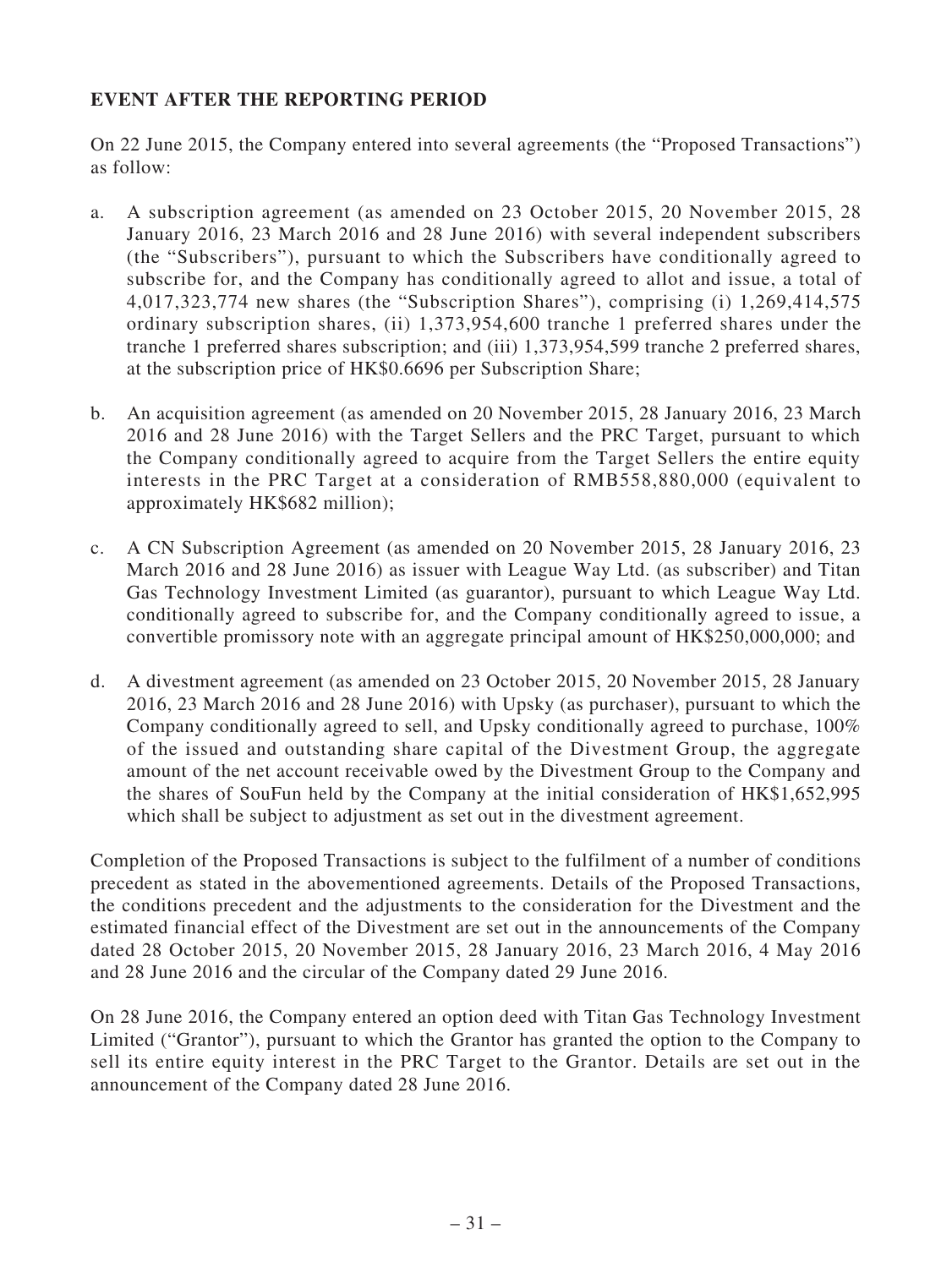## EVENT AFTER THE REPORTING PERIOD

On 22 June 2015, the Company entered into several agreements (the "Proposed Transactions") as follow:

a. A subscription agreement (as amended on 23 October 2015, 20 November 2015, 28 January 2016, 23 March 2016 and 28 June 2016) with several independent subscribers (the "Subscribers"), pursuant to which the Subscribers have conditionally agreed to subscribe for, and the Company has conditionally agreed to allot and issue, a total of 4,017,323,774 new shares (the "Subscription Shares"), comprising (i) 1,269,414,575 ordinary subscription shares, (ii) 1,373,954,600 tranche 1 preferred shares under the tranche 1 preferred shares subscription; and (iii) 1,373,954,599 tranche 2 preferred shares, at the subscription price of HK$0.6696 per Subscription Share;

b. An acquisition agreement (as amended on 20 November 2015, 28 January 2016, 23 March 2016 and 28 June 2016) with the Target Sellers and the PRC Target, pursuant to which the Company conditionally agreed to acquire from the Target Sellers the entire equity interests in the PRC Target at a consideration of RMB558,880,000 (equivalent to approximately HK$682 million);

c. A CN Subscription Agreement (as amended on 20 November 2015, 28 January 2016, 23 March 2016 and 28 June 2016) as issuer with League Way Ltd. (as subscriber) and Titan Gas Technology Investment Limited (as guarantor), pursuant to which League Way Ltd. conditionally agreed to subscribe for, and the Company conditionally agreed to issue, a convertible promissory note with an aggregate principal amount of HK$250,000,000; and

d. A divestment agreement (as amended on 23 October 2015, 20 November 2015, 28 January 2016, 23 March 2016 and 28 June 2016) with Upsky (as purchaser), pursuant to which the Company conditionally agreed to sell, and Upsky conditionally agreed to purchase, 100% of the issued and outstanding share capital of the Divestment Group, the aggregate amount of the net account receivable owed by the Divestment Group to the Company and the shares of SouFun held by the Company at the initial consideration of HK$1,652,995 which shall be subject to adjustment as set out in the divestment agreement.

Completion of the Proposed Transactions is subject to the fulfilment of a number of conditions precedent as stated in the abovementioned agreements. Details of the Proposed Transactions, the conditions precedent and the adjustments to the consideration for the Divestment and the estimated financial effect of the Divestment are set out in the announcements of the Company dated 28 October 2015, 20 November 2015, 28 January 2016, 23 March 2016, 4 May 2016 and 28 June 2016 and the circular of the Company dated 29 June 2016.

On 28 June 2016, the Company entered an option deed with Titan Gas Technology Investment Limited ("Grantor"), pursuant to which the Grantor has granted the option to the Company to sell its entire equity interest in the PRC Target to the Grantor. Details are set out in the announcement of the Company dated 28 June 2016.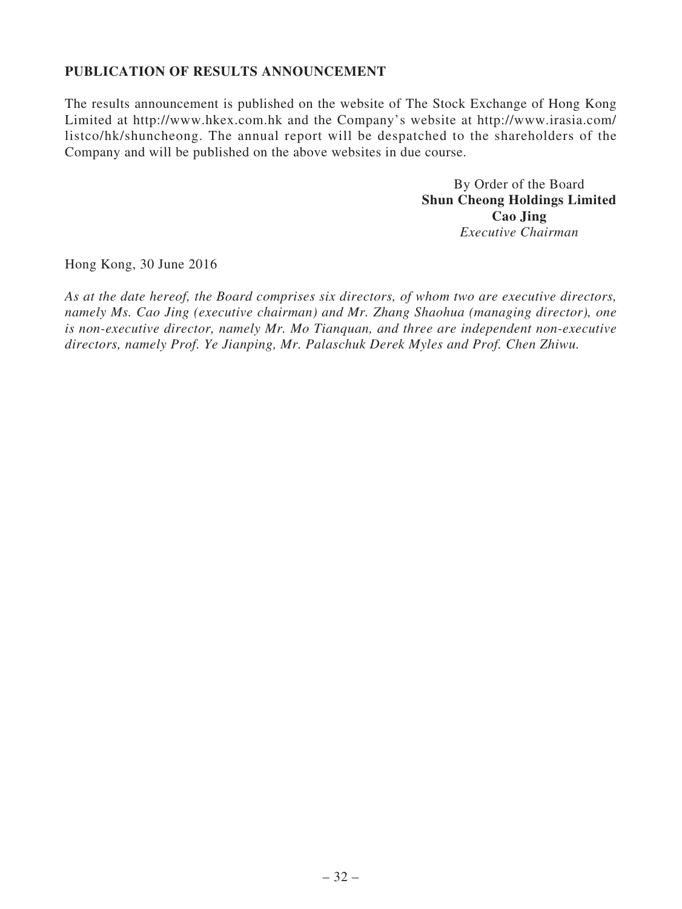## PUBLICATION OF RESULTS ANNOUNCEMENT

The results announcement is published on the website of The Stock Exchange of Hong Kong Limited at http://www.hkex.com.hk and the Company's website at http://www.irasia.com/listco/hk/shuncheong. The annual report will be despatched to the shareholders of the Company and will be published on the above websites in due course.

By Order of the Board
**Shun Cheong Holdings Limited**
**Cao Jing**
*Executive Chairman*

Hong Kong, 30 June 2016

*As at the date hereof, the Board comprises six directors, of whom two are executive directors, namely Ms. Cao Jing (executive chairman) and Mr. Zhang Shaohua (managing director), one is non-executive director, namely Mr. Mo Tianquan, and three are independent non-executive directors, namely Prof. Ye Jianping, Mr. Palaschuk Derek Myles and Prof. Chen Zhiwu.*